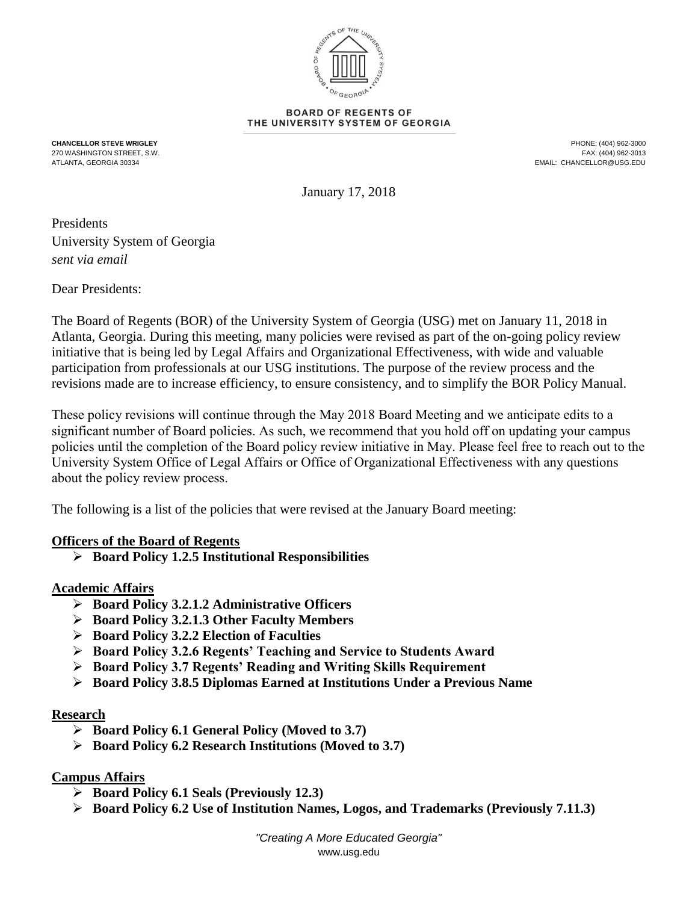**BOARD OF REGENTS OF THE UNIVERSITY SYSTEM OF GEORGIA**

**CHANCELLOR STEVE WRIGLEY**
270 WASHINGTON STREET, S.W.
ATLANTA, GEORGIA 30334

PHONE: (404) 962-3000
FAX: (404) 962-3013
EMAIL: CHANCELLOR@USG.EDU

January 17, 2018

Presidents
University System of Georgia
*sent via email*

Dear Presidents:

The Board of Regents (BOR) of the University System of Georgia (USG) met on January 11, 2018 in Atlanta, Georgia. During this meeting, many policies were revised as part of the on-going policy review initiative that is being led by Legal Affairs and Organizational Effectiveness, with wide and valuable participation from professionals at our USG institutions. The purpose of the review process and the revisions made are to increase efficiency, to ensure consistency, and to simplify the BOR Policy Manual.

These policy revisions will continue through the May 2018 Board Meeting and we anticipate edits to a significant number of Board policies. As such, we recommend that you hold off on updating your campus policies until the completion of the Board policy review initiative in May. Please feel free to reach out to the University System Office of Legal Affairs or Office of Organizational Effectiveness with any questions about the policy review process.

The following is a list of the policies that were revised at the January Board meeting:

**Officers of the Board of Regents**

- **Board Policy 1.2.5 Institutional Responsibilities**

**Academic Affairs**

- **Board Policy 3.2.1.2 Administrative Officers**
- **Board Policy 3.2.1.3 Other Faculty Members**
- **Board Policy 3.2.2 Election of Faculties**
- **Board Policy 3.2.6 Regents' Teaching and Service to Students Award**
- **Board Policy 3.7 Regents' Reading and Writing Skills Requirement**
- **Board Policy 3.8.5 Diplomas Earned at Institutions Under a Previous Name**

**Research**

- **Board Policy 6.1 General Policy (Moved to 3.7)**
- **Board Policy 6.2 Research Institutions (Moved to 3.7)**

**Campus Affairs**

- **Board Policy 6.1 Seals (Previously 12.3)**
- **Board Policy 6.2 Use of Institution Names, Logos, and Trademarks (Previously 7.11.3)**

*"Creating A More Educated Georgia"*
www.usg.edu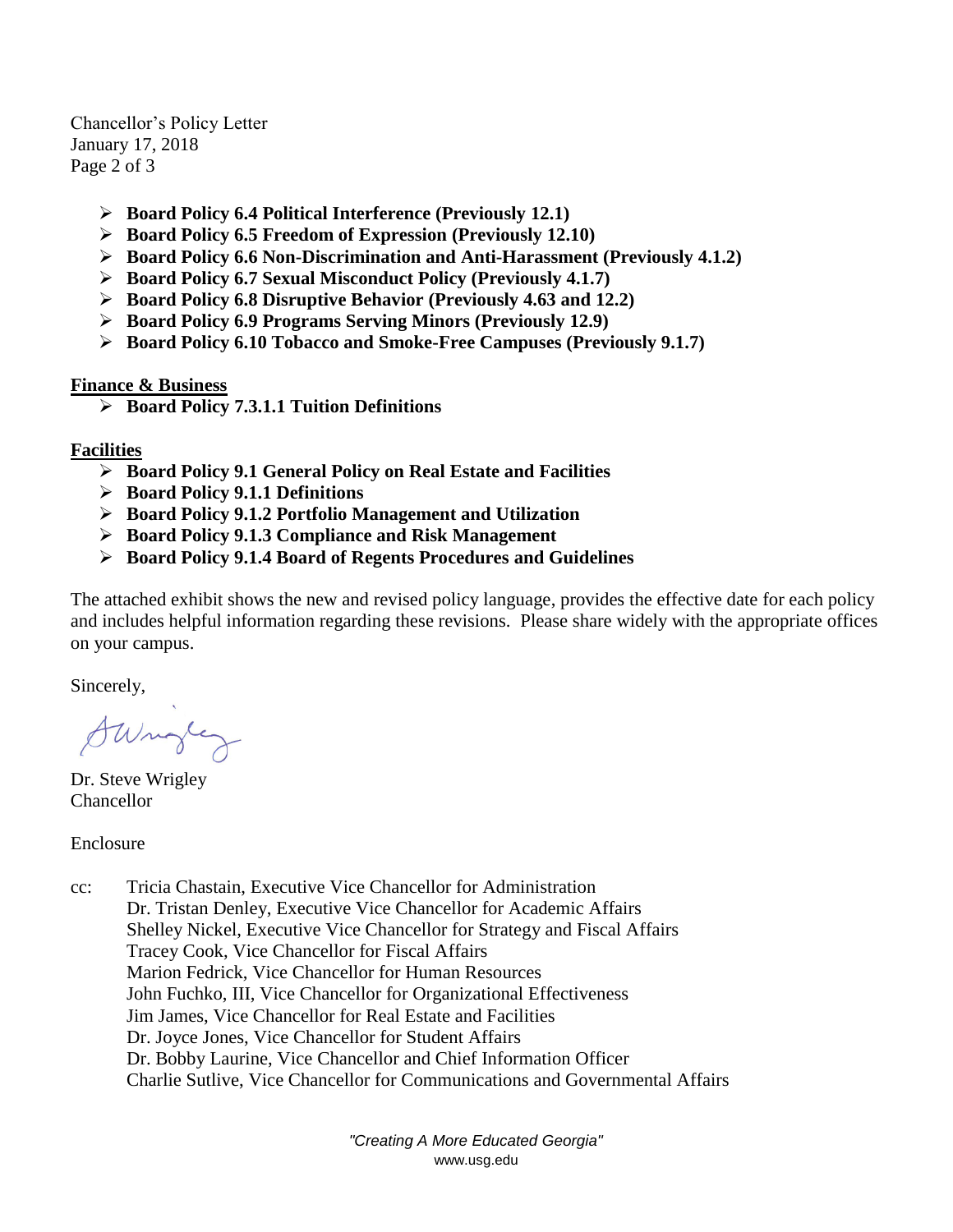- **Board Policy 6.4 Political Interference (Previously 12.1)**
- **Board Policy 6.5 Freedom of Expression (Previously 12.10)**
- **Board Policy 6.6 Non-Discrimination and Anti-Harassment (Previously 4.1.2)**
- **Board Policy 6.7 Sexual Misconduct Policy (Previously 4.1.7)**
- **Board Policy 6.8 Disruptive Behavior (Previously 4.63 and 12.2)**
- **Board Policy 6.9 Programs Serving Minors (Previously 12.9)**
- **Board Policy 6.10 Tobacco and Smoke-Free Campuses (Previously 9.1.7)**

**Finance & Business**

- **Board Policy 7.3.1.1 Tuition Definitions**

**Facilities**

- **Board Policy 9.1 General Policy on Real Estate and Facilities**
- **Board Policy 9.1.1 Definitions**
- **Board Policy 9.1.2 Portfolio Management and Utilization**
- **Board Policy 9.1.3 Compliance and Risk Management**
- **Board Policy 9.1.4 Board of Regents Procedures and Guidelines**

The attached exhibit shows the new and revised policy language, provides the effective date for each policy and includes helpful information regarding these revisions. Please share widely with the appropriate offices on your campus.

Sincerely,

Dr. Steve Wrigley
Chancellor

Enclosure

cc: Tricia Chastain, Executive Vice Chancellor for Administration
Dr. Tristan Denley, Executive Vice Chancellor for Academic Affairs
Shelley Nickel, Executive Vice Chancellor for Strategy and Fiscal Affairs
Tracey Cook, Vice Chancellor for Fiscal Affairs
Marion Fedrick, Vice Chancellor for Human Resources
John Fuchko, III, Vice Chancellor for Organizational Effectiveness
Jim James, Vice Chancellor for Real Estate and Facilities
Dr. Joyce Jones, Vice Chancellor for Student Affairs
Dr. Bobby Laurine, Vice Chancellor and Chief Information Officer
Charlie Sutlive, Vice Chancellor for Communications and Governmental Affairs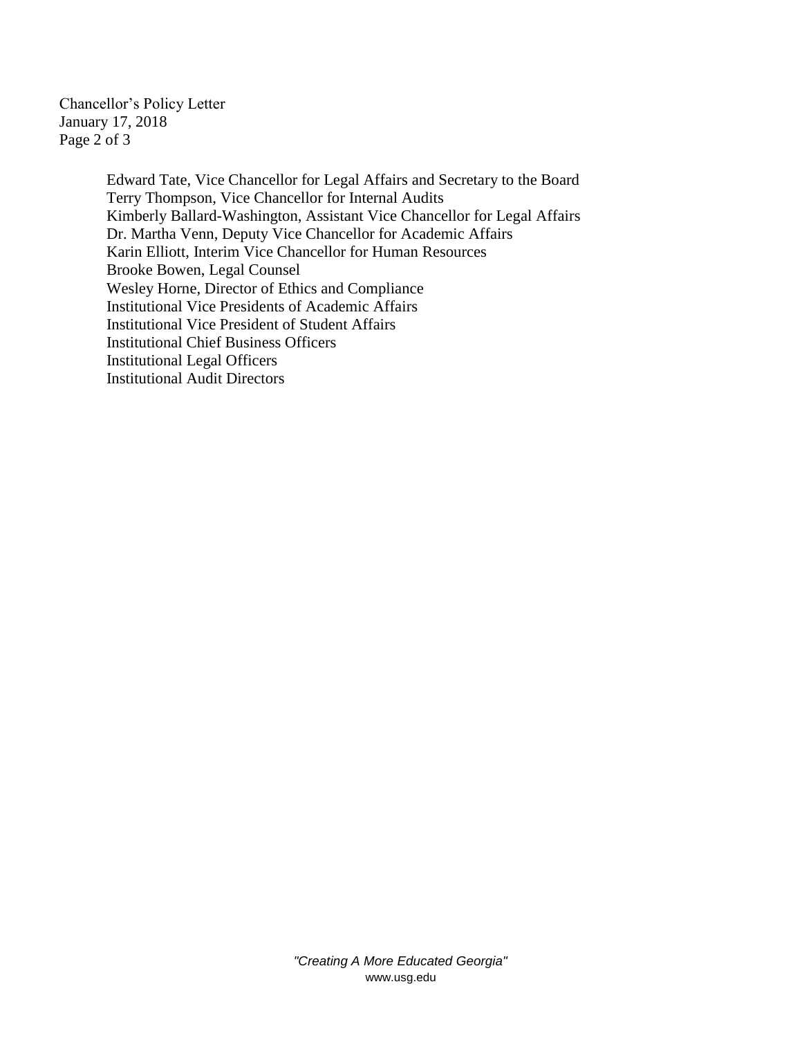Edward Tate, Vice Chancellor for Legal Affairs and Secretary to the Board
Terry Thompson, Vice Chancellor for Internal Audits
Kimberly Ballard-Washington, Assistant Vice Chancellor for Legal Affairs
Dr. Martha Venn, Deputy Vice Chancellor for Academic Affairs
Karin Elliott, Interim Vice Chancellor for Human Resources
Brooke Bowen, Legal Counsel
Wesley Horne, Director of Ethics and Compliance
Institutional Vice Presidents of Academic Affairs
Institutional Vice President of Student Affairs
Institutional Chief Business Officers
Institutional Legal Officers
Institutional Audit Directors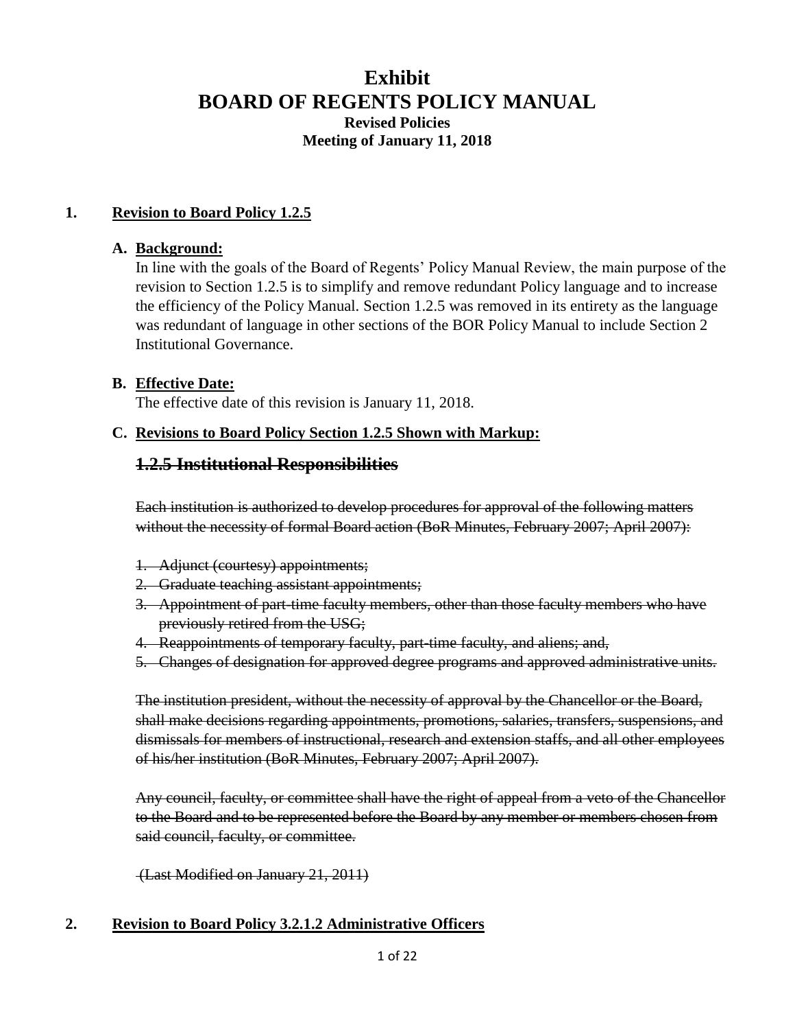# Exhibit
# BOARD OF REGENTS POLICY MANUAL
### Revised Policies
### Meeting of January 11, 2018

**1. Revision to Board Policy 1.2.5**

**A. Background:**

In line with the goals of the Board of Regents' Policy Manual Review, the main purpose of the revision to Section 1.2.5 is to simplify and remove redundant Policy language and to increase the efficiency of the Policy Manual. Section 1.2.5 was removed in its entirety as the language was redundant of language in other sections of the BOR Policy Manual to include Section 2 Institutional Governance.

**B. Effective Date:**

The effective date of this revision is January 11, 2018.

**C. Revisions to Board Policy Section 1.2.5 Shown with Markup:**

## ~~1.2.5 Institutional Responsibilities~~

~~Each institution is authorized to develop procedures for approval of the following matters without the necessity of formal Board action (BoR Minutes, February 2007; April 2007):~~

1. ~~Adjunct (courtesy) appointments;~~
2. ~~Graduate teaching assistant appointments;~~
3. ~~Appointment of part-time faculty members, other than those faculty members who have previously retired from the USG;~~
4. ~~Reappointments of temporary faculty, part-time faculty, and aliens; and,~~
5. ~~Changes of designation for approved degree programs and approved administrative units.~~

~~The institution president, without the necessity of approval by the Chancellor or the Board, shall make decisions regarding appointments, promotions, salaries, transfers, suspensions, and dismissals for members of instructional, research and extension staffs, and all other employees of his/her institution (BoR Minutes, February 2007; April 2007).~~

~~Any council, faculty, or committee shall have the right of appeal from a veto of the Chancellor to the Board and to be represented before the Board by any member or members chosen from said council, faculty, or committee.~~

~~(Last Modified on January 21, 2011)~~

**2. Revision to Board Policy 3.2.1.2 Administrative Officers**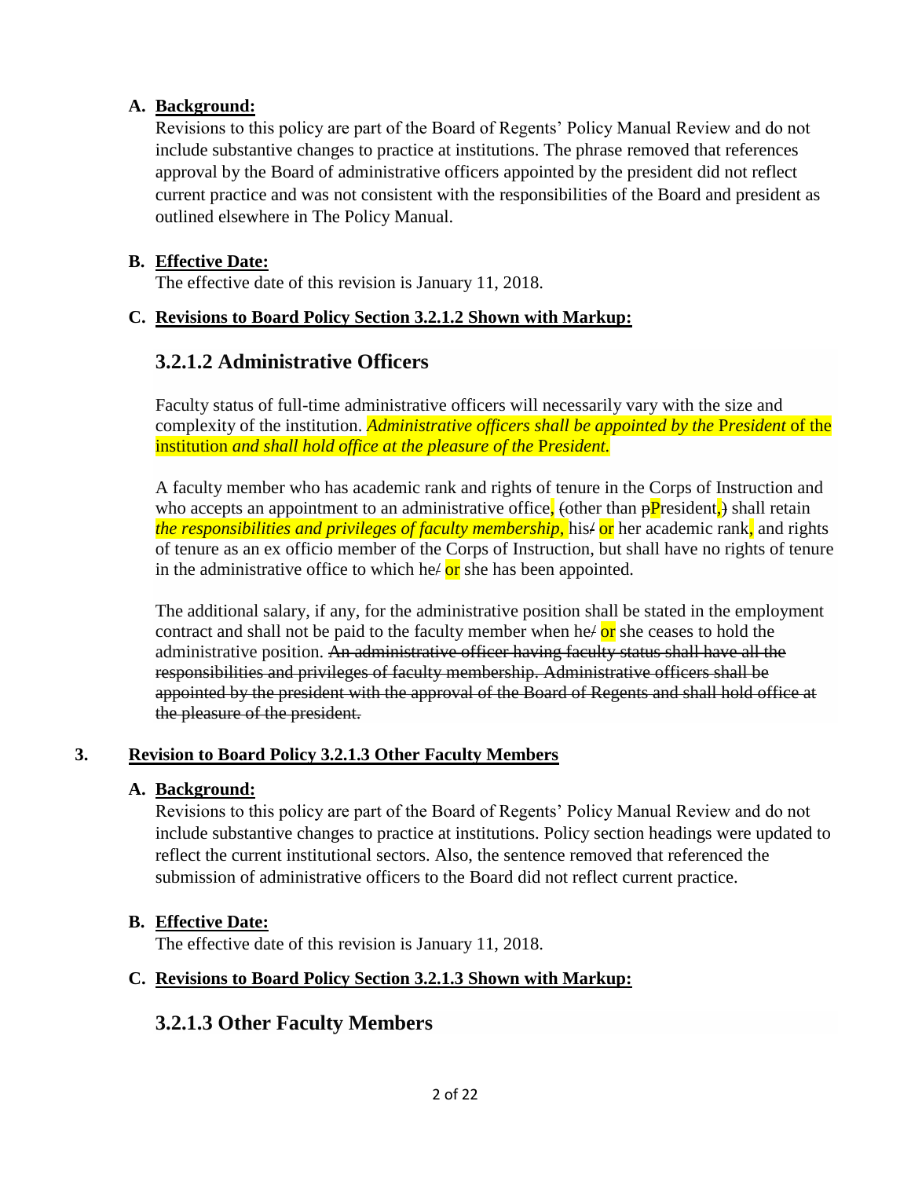**A. Background:**

Revisions to this policy are part of the Board of Regents' Policy Manual Review and do not include substantive changes to practice at institutions. The phrase removed that references approval by the Board of administrative officers appointed by the president did not reflect current practice and was not consistent with the responsibilities of the Board and president as outlined elsewhere in The Policy Manual.

**B. Effective Date:**

The effective date of this revision is January 11, 2018.

**C. Revisions to Board Policy Section 3.2.1.2 Shown with Markup:**

## 3.2.1.2 Administrative Officers

Faculty status of full-time administrative officers will necessarily vary with the size and complexity of the institution. *Administrative officers shall be appointed by the* President of the institution *and shall hold office at the pleasure of the* President.

A faculty member who has academic rank and rights of tenure in the Corps of Instruction and who accepts an appointment to an administrative office, ~~(~~other than ~~p~~President, ~~)~~ shall retain *the responsibilities and privileges of faculty membership,* his~~/~~ or her academic rank, and rights of tenure as an ex officio member of the Corps of Instruction, but shall have no rights of tenure in the administrative office to which he~~/~~ or she has been appointed.

The additional salary, if any, for the administrative position shall be stated in the employment contract and shall not be paid to the faculty member when he~~/~~ or she ceases to hold the administrative position. ~~An administrative officer having faculty status shall have all the responsibilities and privileges of faculty membership. Administrative officers shall be appointed by the president with the approval of the Board of Regents and shall hold office at the pleasure of the president.~~

**3. Revision to Board Policy 3.2.1.3 Other Faculty Members**

**A. Background:**

Revisions to this policy are part of the Board of Regents' Policy Manual Review and do not include substantive changes to practice at institutions. Policy section headings were updated to reflect the current institutional sectors. Also, the sentence removed that referenced the submission of administrative officers to the Board did not reflect current practice.

**B. Effective Date:**

The effective date of this revision is January 11, 2018.

**C. Revisions to Board Policy Section 3.2.1.3 Shown with Markup:**

## 3.2.1.3 Other Faculty Members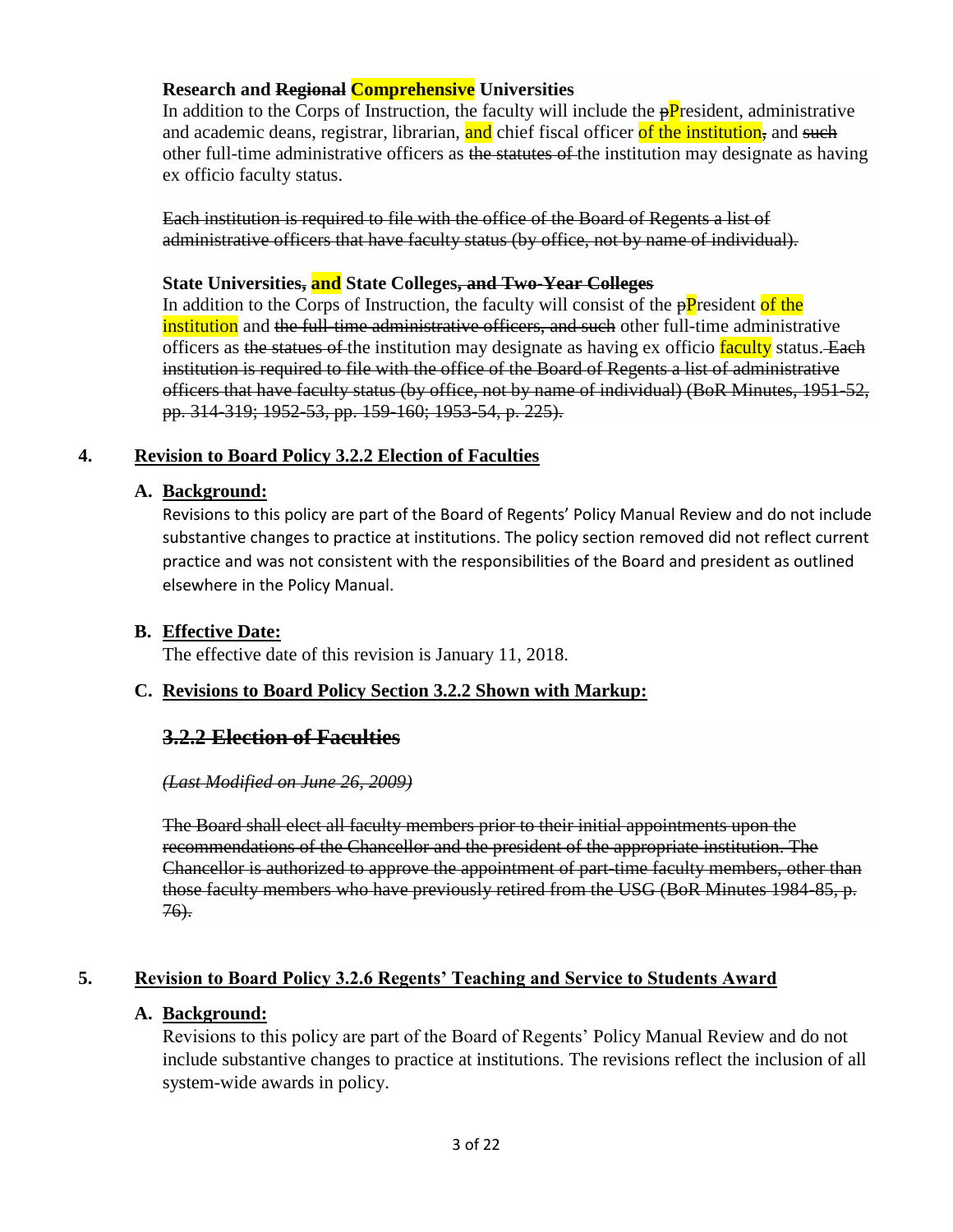**Research and ~~Regional~~ Comprehensive Universities**

In addition to the Corps of Instruction, the faculty will include the ~~p~~President, administrative and academic deans, registrar, librarian, and chief fiscal officer of the institution~~,~~ and ~~such~~ other full-time administrative officers as ~~the statutes of~~ the institution may designate as having ex officio faculty status.

~~Each institution is required to file with the office of the Board of Regents a list of administrative officers that have faculty status (by office, not by name of individual).~~

**State Universities~~,~~ and State Colleges~~, and Two-Year Colleges~~**

In addition to the Corps of Instruction, the faculty will consist of the ~~p~~President of the institution and ~~the full-time administrative officers, and such~~ other full-time administrative officers as ~~the statues of~~ the institution may designate as having ex officio faculty status. ~~Each institution is required to file with the office of the Board of Regents a list of administrative officers that have faculty status (by office, not by name of individual) (BoR Minutes, 1951-52, pp. 314-319; 1952-53, pp. 159-160; 1953-54, p. 225).~~

## 4. Revision to Board Policy 3.2.2 Election of Faculties

### A. Background:

Revisions to this policy are part of the Board of Regents' Policy Manual Review and do not include substantive changes to practice at institutions. The policy section removed did not reflect current practice and was not consistent with the responsibilities of the Board and president as outlined elsewhere in the Policy Manual.

### B. Effective Date:

The effective date of this revision is January 11, 2018.

### C. Revisions to Board Policy Section 3.2.2 Shown with Markup:

## ~~3.2.2 Election of Faculties~~

~~*(Last Modified on June 26, 2009)*~~

~~The Board shall elect all faculty members prior to their initial appointments upon the recommendations of the Chancellor and the president of the appropriate institution. The Chancellor is authorized to approve the appointment of part-time faculty members, other than those faculty members who have previously retired from the USG (BoR Minutes 1984-85, p. 76).~~

## 5. Revision to Board Policy 3.2.6 Regents' Teaching and Service to Students Award

### A. Background:

Revisions to this policy are part of the Board of Regents' Policy Manual Review and do not include substantive changes to practice at institutions. The revisions reflect the inclusion of all system-wide awards in policy.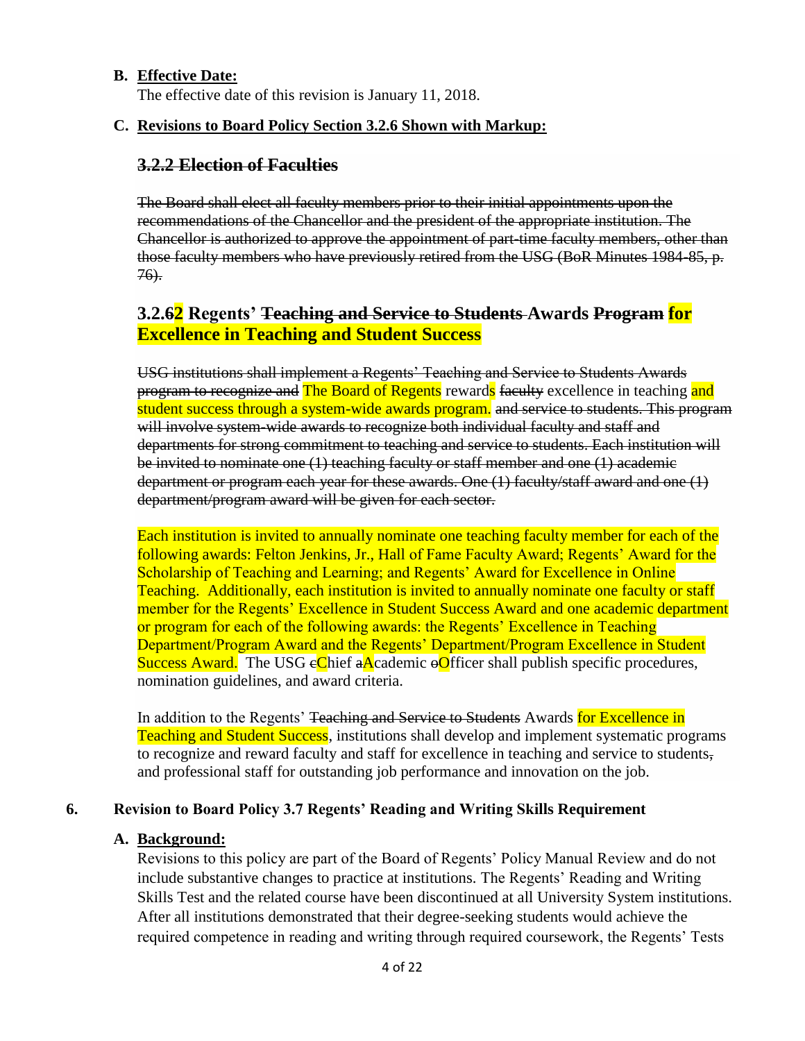**B. Effective Date:**

The effective date of this revision is January 11, 2018.

**C. Revisions to Board Policy Section 3.2.6 Shown with Markup:**

## ~~3.2.2 Election of Faculties~~

~~The Board shall elect all faculty members prior to their initial appointments upon the recommendations of the Chancellor and the president of the appropriate institution. The Chancellor is authorized to approve the appointment of part-time faculty members, other than those faculty members who have previously retired from the USG (BoR Minutes 1984-85, p. 76).~~

## 3.2.~~6~~2 Regents' ~~Teaching and Service to Students~~ Awards ~~Program~~ for Excellence in Teaching and Student Success

~~USG institutions shall implement a Regents' Teaching and Service to Students Awards program to recognize and~~ The Board of Regents rewards ~~faculty~~ excellence in teaching and student success through a system-wide awards program. ~~and service to students. This program will involve system-wide awards to recognize both individual faculty and staff and departments for strong commitment to teaching and service to students. Each institution will be invited to nominate one (1) teaching faculty or staff member and one (1) academic department or program each year for these awards. One (1) faculty/staff award and one (1) department/program award will be given for each sector.~~

Each institution is invited to annually nominate one teaching faculty member for each of the following awards: Felton Jenkins, Jr., Hall of Fame Faculty Award; Regents' Award for the Scholarship of Teaching and Learning; and Regents' Award for Excellence in Online Teaching. Additionally, each institution is invited to annually nominate one faculty or staff member for the Regents' Excellence in Student Success Award and one academic department or program for each of the following awards: the Regents' Excellence in Teaching Department/Program Award and the Regents' Department/Program Excellence in Student Success Award. The USG ~~c~~Chief ~~a~~Academic ~~o~~Officer shall publish specific procedures, nomination guidelines, and award criteria.

In addition to the Regents' ~~Teaching and Service to Students~~ Awards for Excellence in Teaching and Student Success, institutions shall develop and implement systematic programs to recognize and reward faculty and staff for excellence in teaching and service to students~~,~~ and professional staff for outstanding job performance and innovation on the job.

**6. Revision to Board Policy 3.7 Regents' Reading and Writing Skills Requirement**

**A. Background:**

Revisions to this policy are part of the Board of Regents' Policy Manual Review and do not include substantive changes to practice at institutions. The Regents' Reading and Writing Skills Test and the related course have been discontinued at all University System institutions. After all institutions demonstrated that their degree-seeking students would achieve the required competence in reading and writing through required coursework, the Regents' Tests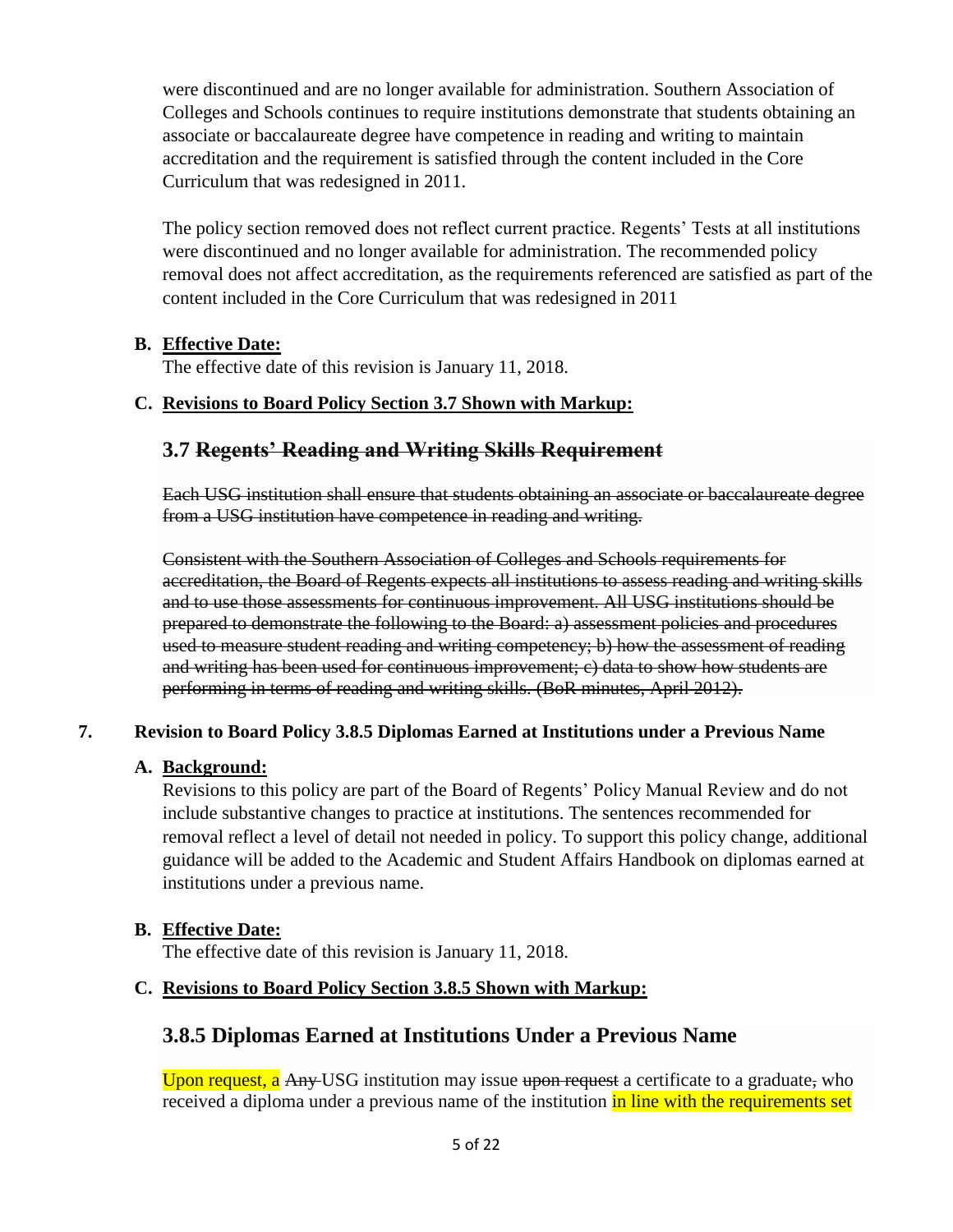were discontinued and are no longer available for administration. Southern Association of Colleges and Schools continues to require institutions demonstrate that students obtaining an associate or baccalaureate degree have competence in reading and writing to maintain accreditation and the requirement is satisfied through the content included in the Core Curriculum that was redesigned in 2011.

The policy section removed does not reflect current practice. Regents' Tests at all institutions were discontinued and no longer available for administration. The recommended policy removal does not affect accreditation, as the requirements referenced are satisfied as part of the content included in the Core Curriculum that was redesigned in 2011

**B. Effective Date:**
The effective date of this revision is January 11, 2018.

**C. Revisions to Board Policy Section 3.7 Shown with Markup:**

## 3.7 ~~Regents' Reading and Writing Skills Requirement~~

~~Each USG institution shall ensure that students obtaining an associate or baccalaureate degree from a USG institution have competence in reading and writing.~~

~~Consistent with the Southern Association of Colleges and Schools requirements for accreditation, the Board of Regents expects all institutions to assess reading and writing skills and to use those assessments for continuous improvement. All USG institutions should be prepared to demonstrate the following to the Board: a) assessment policies and procedures used to measure student reading and writing competency; b) how the assessment of reading and writing has been used for continuous improvement; c) data to show how students are performing in terms of reading and writing skills. (BoR minutes, April 2012).~~

**7. Revision to Board Policy 3.8.5 Diplomas Earned at Institutions under a Previous Name**

**A. Background:**
Revisions to this policy are part of the Board of Regents' Policy Manual Review and do not include substantive changes to practice at institutions. The sentences recommended for removal reflect a level of detail not needed in policy. To support this policy change, additional guidance will be added to the Academic and Student Affairs Handbook on diplomas earned at institutions under a previous name.

**B. Effective Date:**
The effective date of this revision is January 11, 2018.

**C. Revisions to Board Policy Section 3.8.5 Shown with Markup:**

## 3.8.5 Diplomas Earned at Institutions Under a Previous Name

Upon request, a ~~Any~~ USG institution may issue ~~upon request~~ a certificate to a graduate~~,~~ who received a diploma under a previous name of the institution in line with the requirements set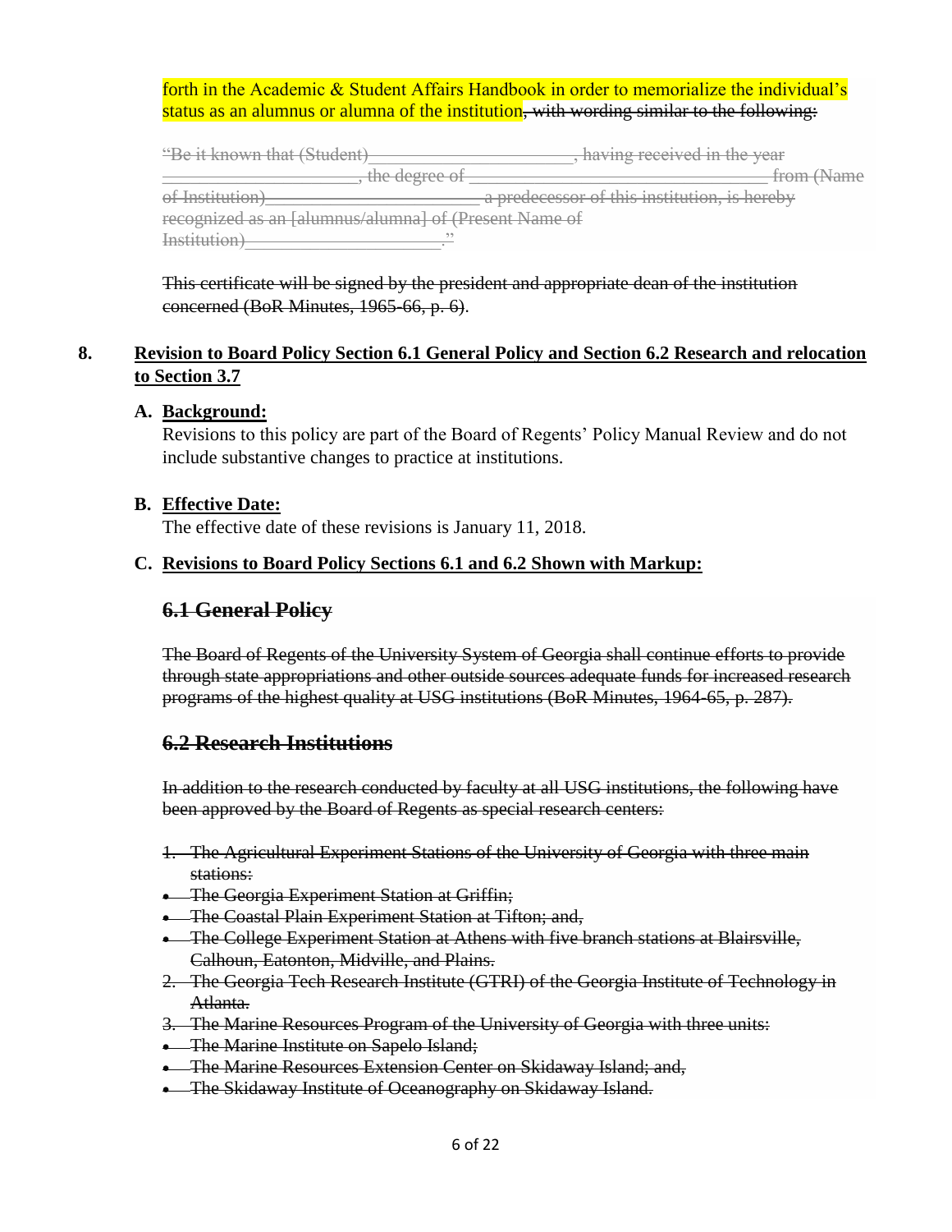forth in the Academic & Student Affairs Handbook in order to memorialize the individual's status as an alumnus or alumna of the institution~~, with wording similar to the following:~~

~~"Be it known that (Student)\_\_\_\_\_\_\_\_\_\_\_\_\_\_\_\_\_\_\_\_\_\_, having received in the year \_\_\_\_\_\_\_\_\_\_\_\_\_\_\_\_\_\_\_\_\_\_, the degree of \_\_\_\_\_\_\_\_\_\_\_\_\_\_\_\_\_\_\_\_\_\_\_\_\_\_\_\_\_\_\_\_\_\_\_ from (Name of Institution)\_\_\_\_\_\_\_\_\_\_\_\_\_\_\_\_\_\_\_\_\_\_\_\_ a predecessor of this institution, is hereby recognized as an [alumnus/alumna] of (Present Name of Institution)\_\_\_\_\_\_\_\_\_\_\_\_\_\_\_\_\_\_\_\_\_."~~

~~This certificate will be signed by the president and appropriate dean of the institution concerned (BoR Minutes, 1965-66, p. 6)~~.

**8. <u>Revision to Board Policy Section 6.1 General Policy and Section 6.2 Research and relocation to Section 3.7</u>**

**A. <u>Background:</u>**

Revisions to this policy are part of the Board of Regents' Policy Manual Review and do not include substantive changes to practice at institutions.

**B. <u>Effective Date:</u>**

The effective date of these revisions is January 11, 2018.

**C. <u>Revisions to Board Policy Sections 6.1 and 6.2 Shown with Markup:</u>**

## ~~6.1 General Policy~~

~~The Board of Regents of the University System of Georgia shall continue efforts to provide through state appropriations and other outside sources adequate funds for increased research programs of the highest quality at USG institutions (BoR Minutes, 1964-65, p. 287).~~

## ~~6.2 Research Institutions~~

~~In addition to the research conducted by faculty at all USG institutions, the following have been approved by the Board of Regents as special research centers:~~

1. ~~The Agricultural Experiment Stations of the University of Georgia with three main stations:~~
   - ~~The Georgia Experiment Station at Griffin;~~
   - ~~The Coastal Plain Experiment Station at Tifton; and,~~
   - ~~The College Experiment Station at Athens with five branch stations at Blairsville, Calhoun, Eatonton, Midville, and Plains.~~
2. ~~The Georgia Tech Research Institute (GTRI) of the Georgia Institute of Technology in Atlanta.~~
3. ~~The Marine Resources Program of the University of Georgia with three units:~~
   - ~~The Marine Institute on Sapelo Island;~~
   - ~~The Marine Resources Extension Center on Skidaway Island; and,~~
   - ~~The Skidaway Institute of Oceanography on Skidaway Island.~~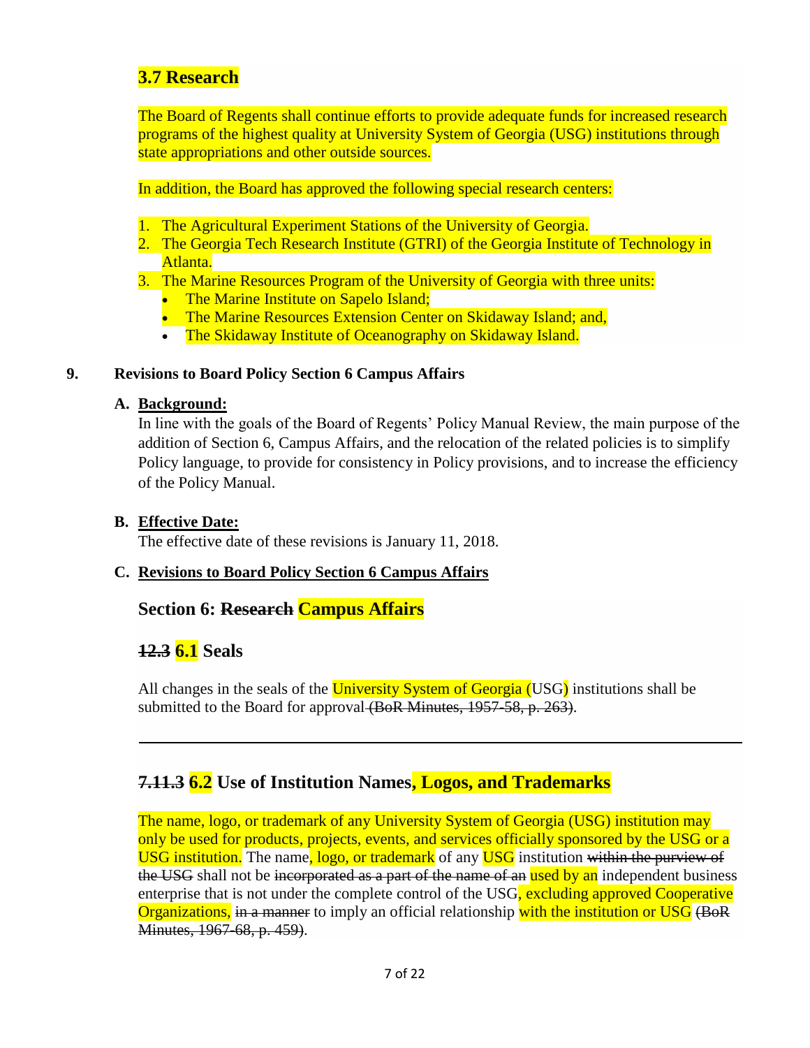## 3.7 Research

The Board of Regents shall continue efforts to provide adequate funds for increased research programs of the highest quality at University System of Georgia (USG) institutions through state appropriations and other outside sources.

In addition, the Board has approved the following special research centers:

1. The Agricultural Experiment Stations of the University of Georgia.
2. The Georgia Tech Research Institute (GTRI) of the Georgia Institute of Technology in Atlanta.
3. The Marine Resources Program of the University of Georgia with three units:
   - The Marine Institute on Sapelo Island;
   - The Marine Resources Extension Center on Skidaway Island; and,
   - The Skidaway Institute of Oceanography on Skidaway Island.

**9. Revisions to Board Policy Section 6 Campus Affairs**

**A. Background:**

In line with the goals of the Board of Regents' Policy Manual Review, the main purpose of the addition of Section 6, Campus Affairs, and the relocation of the related policies is to simplify Policy language, to provide for consistency in Policy provisions, and to increase the efficiency of the Policy Manual.

**B. Effective Date:**

The effective date of these revisions is January 11, 2018.

**C. Revisions to Board Policy Section 6 Campus Affairs**

## Section 6: ~~Research~~ Campus Affairs

## ~~12.3~~ 6.1 Seals

All changes in the seals of the University System of Georgia (USG) institutions shall be submitted to the Board for approval ~~(BoR Minutes, 1957-58, p. 263)~~.

---

## ~~7.11.3~~ 6.2 Use of Institution Names, Logos, and Trademarks

The name, logo, or trademark of any University System of Georgia (USG) institution may only be used for products, projects, events, and services officially sponsored by the USG or a USG institution. The name, logo, or trademark of any USG institution ~~within the purview of the USG~~ shall not be ~~incorporated as a part of the name of an~~ used by an independent business enterprise that is not under the complete control of the USG, excluding approved Cooperative Organizations, ~~in a manner~~ to imply an official relationship with the institution or USG ~~(BoR Minutes, 1967-68, p. 459)~~.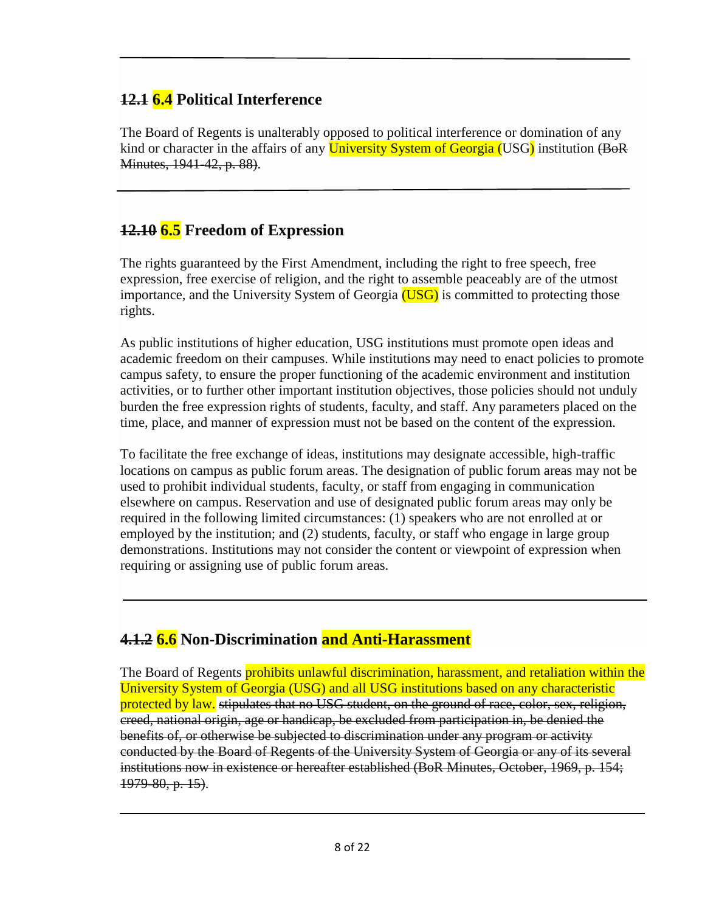## ~~12.1~~ 6.4 Political Interference

The Board of Regents is unalterably opposed to political interference or domination of any kind or character in the affairs of any University System of Georgia (USG) institution ~~(BoR Minutes, 1941-42, p. 88)~~.

## ~~12.10~~ 6.5 Freedom of Expression

The rights guaranteed by the First Amendment, including the right to free speech, free expression, free exercise of religion, and the right to assemble peaceably are of the utmost importance, and the University System of Georgia (USG) is committed to protecting those rights.

As public institutions of higher education, USG institutions must promote open ideas and academic freedom on their campuses. While institutions may need to enact policies to promote campus safety, to ensure the proper functioning of the academic environment and institution activities, or to further other important institution objectives, those policies should not unduly burden the free expression rights of students, faculty, and staff. Any parameters placed on the time, place, and manner of expression must not be based on the content of the expression.

To facilitate the free exchange of ideas, institutions may designate accessible, high-traffic locations on campus as public forum areas. The designation of public forum areas may not be used to prohibit individual students, faculty, or staff from engaging in communication elsewhere on campus. Reservation and use of designated public forum areas may only be required in the following limited circumstances: (1) speakers who are not enrolled at or employed by the institution; and (2) students, faculty, or staff who engage in large group demonstrations. Institutions may not consider the content or viewpoint of expression when requiring or assigning use of public forum areas.

## ~~4.1.2~~ 6.6 Non-Discrimination and Anti-Harassment

The Board of Regents prohibits unlawful discrimination, harassment, and retaliation within the University System of Georgia (USG) and all USG institutions based on any characteristic protected by law. ~~stipulates that no USG student, on the ground of race, color, sex, religion, creed, national origin, age or handicap, be excluded from participation in, be denied the benefits of, or otherwise be subjected to discrimination under any program or activity conducted by the Board of Regents of the University System of Georgia or any of its several institutions now in existence or hereafter established (BoR Minutes, October, 1969, p. 154; 1979-80, p. 15)~~.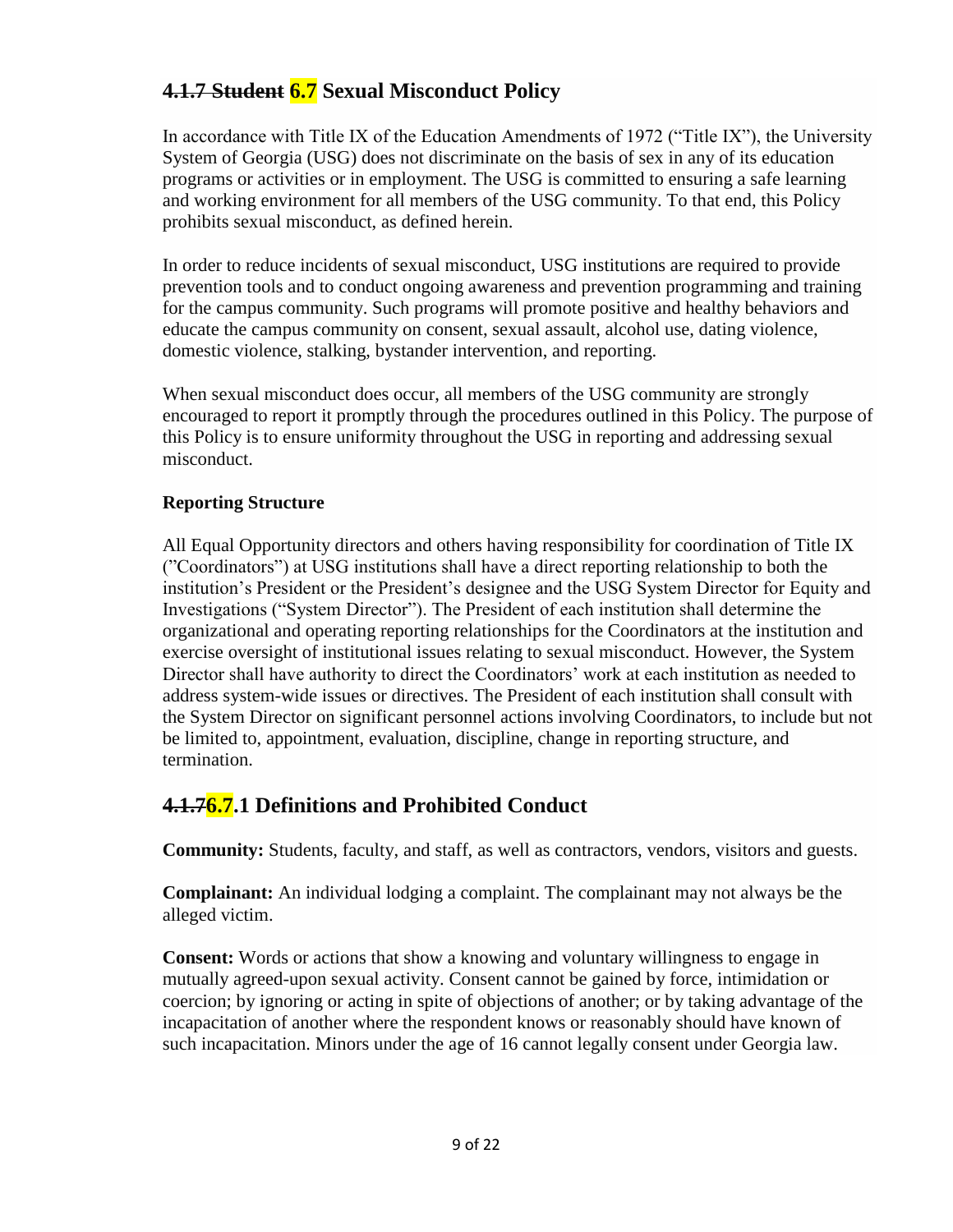## ~~4.1.7 Student~~ 6.7 Sexual Misconduct Policy

In accordance with Title IX of the Education Amendments of 1972 ("Title IX"), the University System of Georgia (USG) does not discriminate on the basis of sex in any of its education programs or activities or in employment. The USG is committed to ensuring a safe learning and working environment for all members of the USG community. To that end, this Policy prohibits sexual misconduct, as defined herein.

In order to reduce incidents of sexual misconduct, USG institutions are required to provide prevention tools and to conduct ongoing awareness and prevention programming and training for the campus community. Such programs will promote positive and healthy behaviors and educate the campus community on consent, sexual assault, alcohol use, dating violence, domestic violence, stalking, bystander intervention, and reporting.

When sexual misconduct does occur, all members of the USG community are strongly encouraged to report it promptly through the procedures outlined in this Policy. The purpose of this Policy is to ensure uniformity throughout the USG in reporting and addressing sexual misconduct.

**Reporting Structure**

All Equal Opportunity directors and others having responsibility for coordination of Title IX ("Coordinators") at USG institutions shall have a direct reporting relationship to both the institution's President or the President's designee and the USG System Director for Equity and Investigations ("System Director"). The President of each institution shall determine the organizational and operating reporting relationships for the Coordinators at the institution and exercise oversight of institutional issues relating to sexual misconduct. However, the System Director shall have authority to direct the Coordinators' work at each institution as needed to address system-wide issues or directives. The President of each institution shall consult with the System Director on significant personnel actions involving Coordinators, to include but not be limited to, appointment, evaluation, discipline, change in reporting structure, and termination.

## ~~4.1.7~~6.7.1 Definitions and Prohibited Conduct

**Community:** Students, faculty, and staff, as well as contractors, vendors, visitors and guests.

**Complainant:** An individual lodging a complaint. The complainant may not always be the alleged victim.

**Consent:** Words or actions that show a knowing and voluntary willingness to engage in mutually agreed-upon sexual activity. Consent cannot be gained by force, intimidation or coercion; by ignoring or acting in spite of objections of another; or by taking advantage of the incapacitation of another where the respondent knows or reasonably should have known of such incapacitation. Minors under the age of 16 cannot legally consent under Georgia law.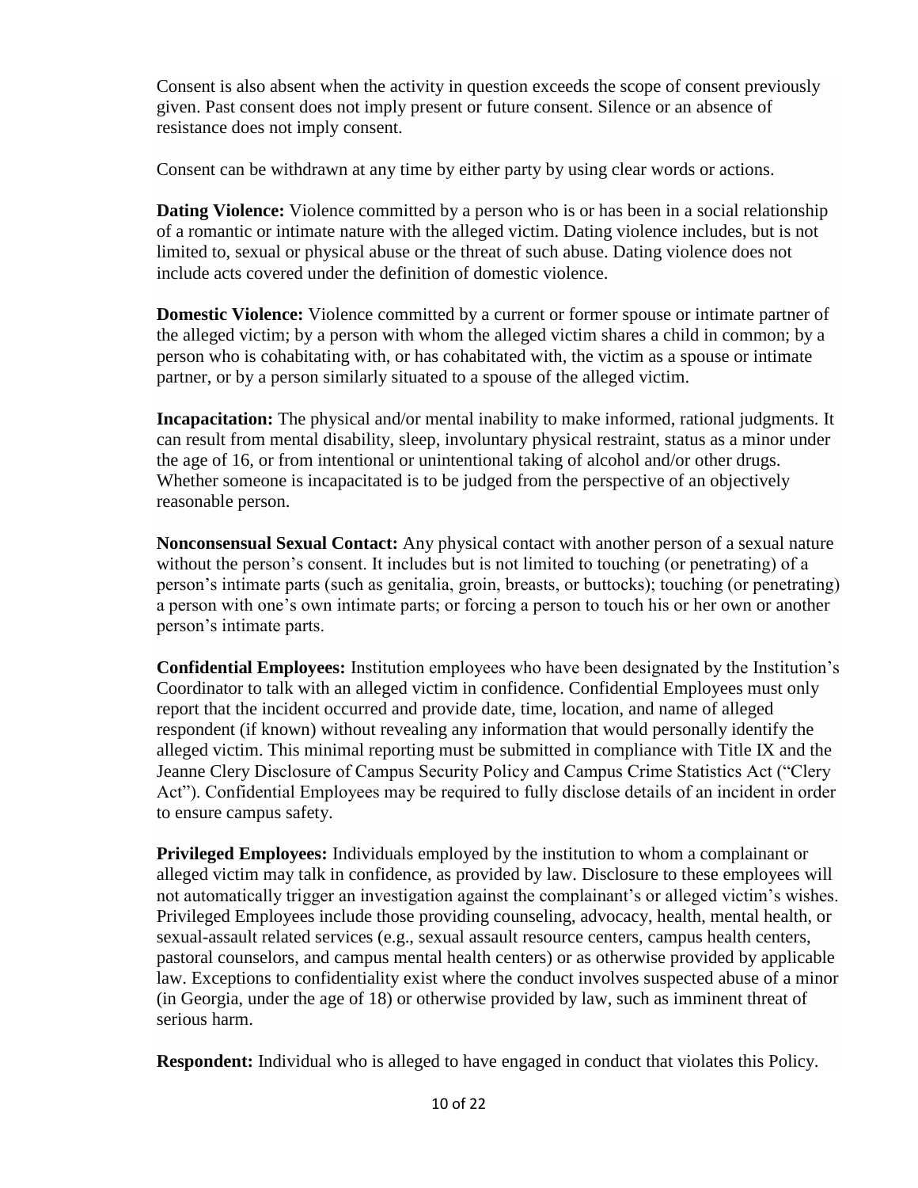Consent is also absent when the activity in question exceeds the scope of consent previously given. Past consent does not imply present or future consent. Silence or an absence of resistance does not imply consent.

Consent can be withdrawn at any time by either party by using clear words or actions.

**Dating Violence:** Violence committed by a person who is or has been in a social relationship of a romantic or intimate nature with the alleged victim. Dating violence includes, but is not limited to, sexual or physical abuse or the threat of such abuse. Dating violence does not include acts covered under the definition of domestic violence.

**Domestic Violence:** Violence committed by a current or former spouse or intimate partner of the alleged victim; by a person with whom the alleged victim shares a child in common; by a person who is cohabitating with, or has cohabitated with, the victim as a spouse or intimate partner, or by a person similarly situated to a spouse of the alleged victim.

**Incapacitation:** The physical and/or mental inability to make informed, rational judgments. It can result from mental disability, sleep, involuntary physical restraint, status as a minor under the age of 16, or from intentional or unintentional taking of alcohol and/or other drugs. Whether someone is incapacitated is to be judged from the perspective of an objectively reasonable person.

**Nonconsensual Sexual Contact:** Any physical contact with another person of a sexual nature without the person's consent. It includes but is not limited to touching (or penetrating) of a person's intimate parts (such as genitalia, groin, breasts, or buttocks); touching (or penetrating) a person with one's own intimate parts; or forcing a person to touch his or her own or another person's intimate parts.

**Confidential Employees:** Institution employees who have been designated by the Institution's Coordinator to talk with an alleged victim in confidence. Confidential Employees must only report that the incident occurred and provide date, time, location, and name of alleged respondent (if known) without revealing any information that would personally identify the alleged victim. This minimal reporting must be submitted in compliance with Title IX and the Jeanne Clery Disclosure of Campus Security Policy and Campus Crime Statistics Act ("Clery Act"). Confidential Employees may be required to fully disclose details of an incident in order to ensure campus safety.

**Privileged Employees:** Individuals employed by the institution to whom a complainant or alleged victim may talk in confidence, as provided by law. Disclosure to these employees will not automatically trigger an investigation against the complainant's or alleged victim's wishes. Privileged Employees include those providing counseling, advocacy, health, mental health, or sexual-assault related services (e.g., sexual assault resource centers, campus health centers, pastoral counselors, and campus mental health centers) or as otherwise provided by applicable law. Exceptions to confidentiality exist where the conduct involves suspected abuse of a minor (in Georgia, under the age of 18) or otherwise provided by law, such as imminent threat of serious harm.

**Respondent:** Individual who is alleged to have engaged in conduct that violates this Policy.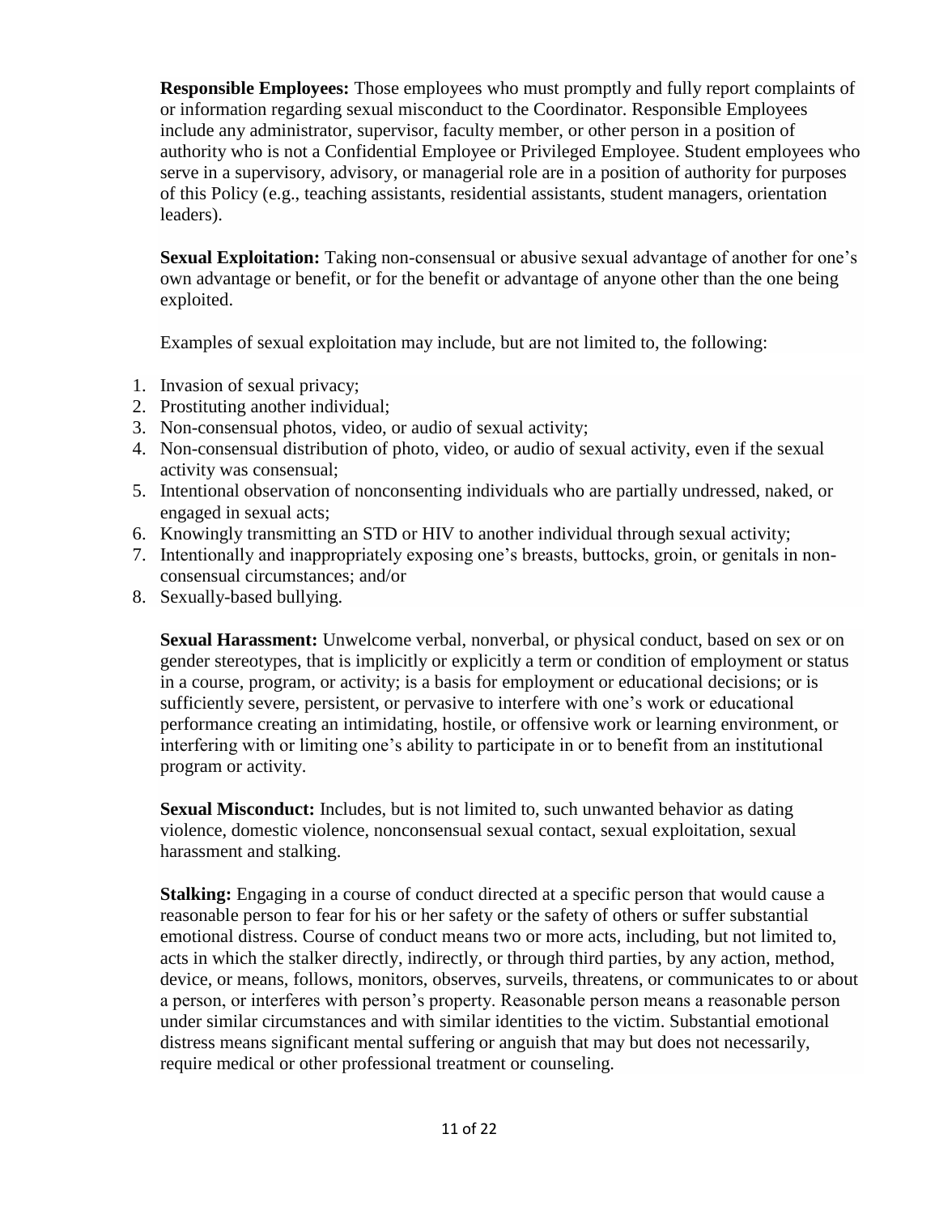**Responsible Employees:** Those employees who must promptly and fully report complaints of or information regarding sexual misconduct to the Coordinator. Responsible Employees include any administrator, supervisor, faculty member, or other person in a position of authority who is not a Confidential Employee or Privileged Employee. Student employees who serve in a supervisory, advisory, or managerial role are in a position of authority for purposes of this Policy (e.g., teaching assistants, residential assistants, student managers, orientation leaders).

**Sexual Exploitation:** Taking non-consensual or abusive sexual advantage of another for one's own advantage or benefit, or for the benefit or advantage of anyone other than the one being exploited.

Examples of sexual exploitation may include, but are not limited to, the following:

1. Invasion of sexual privacy;
2. Prostituting another individual;
3. Non-consensual photos, video, or audio of sexual activity;
4. Non-consensual distribution of photo, video, or audio of sexual activity, even if the sexual activity was consensual;
5. Intentional observation of nonconsenting individuals who are partially undressed, naked, or engaged in sexual acts;
6. Knowingly transmitting an STD or HIV to another individual through sexual activity;
7. Intentionally and inappropriately exposing one's breasts, buttocks, groin, or genitals in non-consensual circumstances; and/or
8. Sexually-based bullying.

**Sexual Harassment:** Unwelcome verbal, nonverbal, or physical conduct, based on sex or on gender stereotypes, that is implicitly or explicitly a term or condition of employment or status in a course, program, or activity; is a basis for employment or educational decisions; or is sufficiently severe, persistent, or pervasive to interfere with one's work or educational performance creating an intimidating, hostile, or offensive work or learning environment, or interfering with or limiting one's ability to participate in or to benefit from an institutional program or activity.

**Sexual Misconduct:** Includes, but is not limited to, such unwanted behavior as dating violence, domestic violence, nonconsensual sexual contact, sexual exploitation, sexual harassment and stalking.

**Stalking:** Engaging in a course of conduct directed at a specific person that would cause a reasonable person to fear for his or her safety or the safety of others or suffer substantial emotional distress. Course of conduct means two or more acts, including, but not limited to, acts in which the stalker directly, indirectly, or through third parties, by any action, method, device, or means, follows, monitors, observes, surveils, threatens, or communicates to or about a person, or interferes with person's property. Reasonable person means a reasonable person under similar circumstances and with similar identities to the victim. Substantial emotional distress means significant mental suffering or anguish that may but does not necessarily, require medical or other professional treatment or counseling.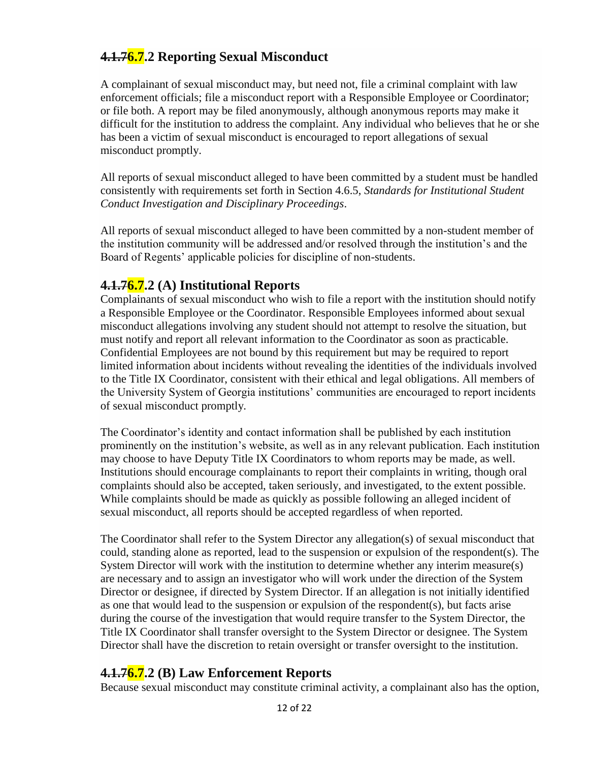## ~~4.1.7~~6.7.2 Reporting Sexual Misconduct

A complainant of sexual misconduct may, but need not, file a criminal complaint with law enforcement officials; file a misconduct report with a Responsible Employee or Coordinator; or file both. A report may be filed anonymously, although anonymous reports may make it difficult for the institution to address the complaint. Any individual who believes that he or she has been a victim of sexual misconduct is encouraged to report allegations of sexual misconduct promptly.

All reports of sexual misconduct alleged to have been committed by a student must be handled consistently with requirements set forth in Section 4.6.5, *Standards for Institutional Student Conduct Investigation and Disciplinary Proceedings*.

All reports of sexual misconduct alleged to have been committed by a non-student member of the institution community will be addressed and/or resolved through the institution's and the Board of Regents' applicable policies for discipline of non-students.

## ~~4.1.7~~6.7.2 (A) Institutional Reports

Complainants of sexual misconduct who wish to file a report with the institution should notify a Responsible Employee or the Coordinator. Responsible Employees informed about sexual misconduct allegations involving any student should not attempt to resolve the situation, but must notify and report all relevant information to the Coordinator as soon as practicable. Confidential Employees are not bound by this requirement but may be required to report limited information about incidents without revealing the identities of the individuals involved to the Title IX Coordinator, consistent with their ethical and legal obligations. All members of the University System of Georgia institutions' communities are encouraged to report incidents of sexual misconduct promptly.

The Coordinator's identity and contact information shall be published by each institution prominently on the institution's website, as well as in any relevant publication. Each institution may choose to have Deputy Title IX Coordinators to whom reports may be made, as well. Institutions should encourage complainants to report their complaints in writing, though oral complaints should also be accepted, taken seriously, and investigated, to the extent possible. While complaints should be made as quickly as possible following an alleged incident of sexual misconduct, all reports should be accepted regardless of when reported.

The Coordinator shall refer to the System Director any allegation(s) of sexual misconduct that could, standing alone as reported, lead to the suspension or expulsion of the respondent(s). The System Director will work with the institution to determine whether any interim measure(s) are necessary and to assign an investigator who will work under the direction of the System Director or designee, if directed by System Director. If an allegation is not initially identified as one that would lead to the suspension or expulsion of the respondent(s), but facts arise during the course of the investigation that would require transfer to the System Director, the Title IX Coordinator shall transfer oversight to the System Director or designee. The System Director shall have the discretion to retain oversight or transfer oversight to the institution.

## ~~4.1.7~~6.7.2 (B) Law Enforcement Reports

Because sexual misconduct may constitute criminal activity, a complainant also has the option,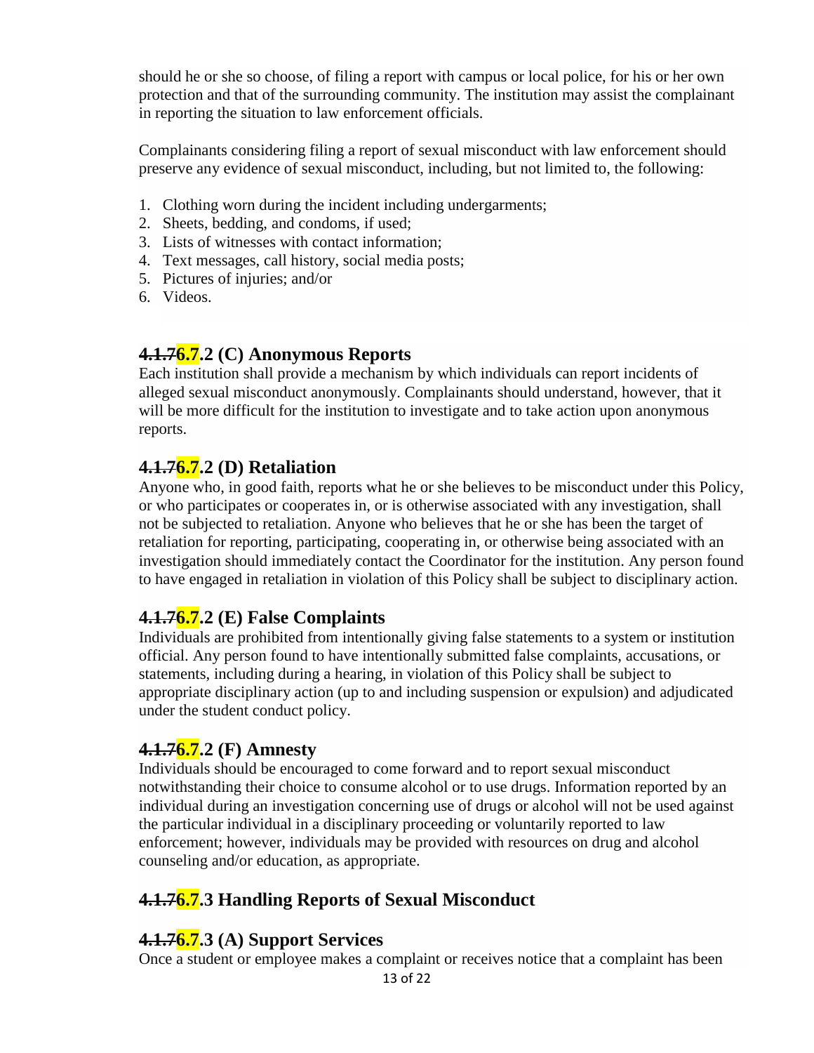should he or she so choose, of filing a report with campus or local police, for his or her own protection and that of the surrounding community. The institution may assist the complainant in reporting the situation to law enforcement officials.

Complainants considering filing a report of sexual misconduct with law enforcement should preserve any evidence of sexual misconduct, including, but not limited to, the following:

1. Clothing worn during the incident including undergarments;
2. Sheets, bedding, and condoms, if used;
3. Lists of witnesses with contact information;
4. Text messages, call history, social media posts;
5. Pictures of injuries; and/or
6. Videos.

## ~~4.1.7~~6.7.2 (C) Anonymous Reports

Each institution shall provide a mechanism by which individuals can report incidents of alleged sexual misconduct anonymously. Complainants should understand, however, that it will be more difficult for the institution to investigate and to take action upon anonymous reports.

## ~~4.1.7~~6.7.2 (D) Retaliation

Anyone who, in good faith, reports what he or she believes to be misconduct under this Policy, or who participates or cooperates in, or is otherwise associated with any investigation, shall not be subjected to retaliation. Anyone who believes that he or she has been the target of retaliation for reporting, participating, cooperating in, or otherwise being associated with an investigation should immediately contact the Coordinator for the institution. Any person found to have engaged in retaliation in violation of this Policy shall be subject to disciplinary action.

## ~~4.1.7~~6.7.2 (E) False Complaints

Individuals are prohibited from intentionally giving false statements to a system or institution official. Any person found to have intentionally submitted false complaints, accusations, or statements, including during a hearing, in violation of this Policy shall be subject to appropriate disciplinary action (up to and including suspension or expulsion) and adjudicated under the student conduct policy.

## ~~4.1.7~~6.7.2 (F) Amnesty

Individuals should be encouraged to come forward and to report sexual misconduct notwithstanding their choice to consume alcohol or to use drugs. Information reported by an individual during an investigation concerning use of drugs or alcohol will not be used against the particular individual in a disciplinary proceeding or voluntarily reported to law enforcement; however, individuals may be provided with resources on drug and alcohol counseling and/or education, as appropriate.

## ~~4.1.7~~6.7.3 Handling Reports of Sexual Misconduct

## ~~4.1.7~~6.7.3 (A) Support Services

Once a student or employee makes a complaint or receives notice that a complaint has been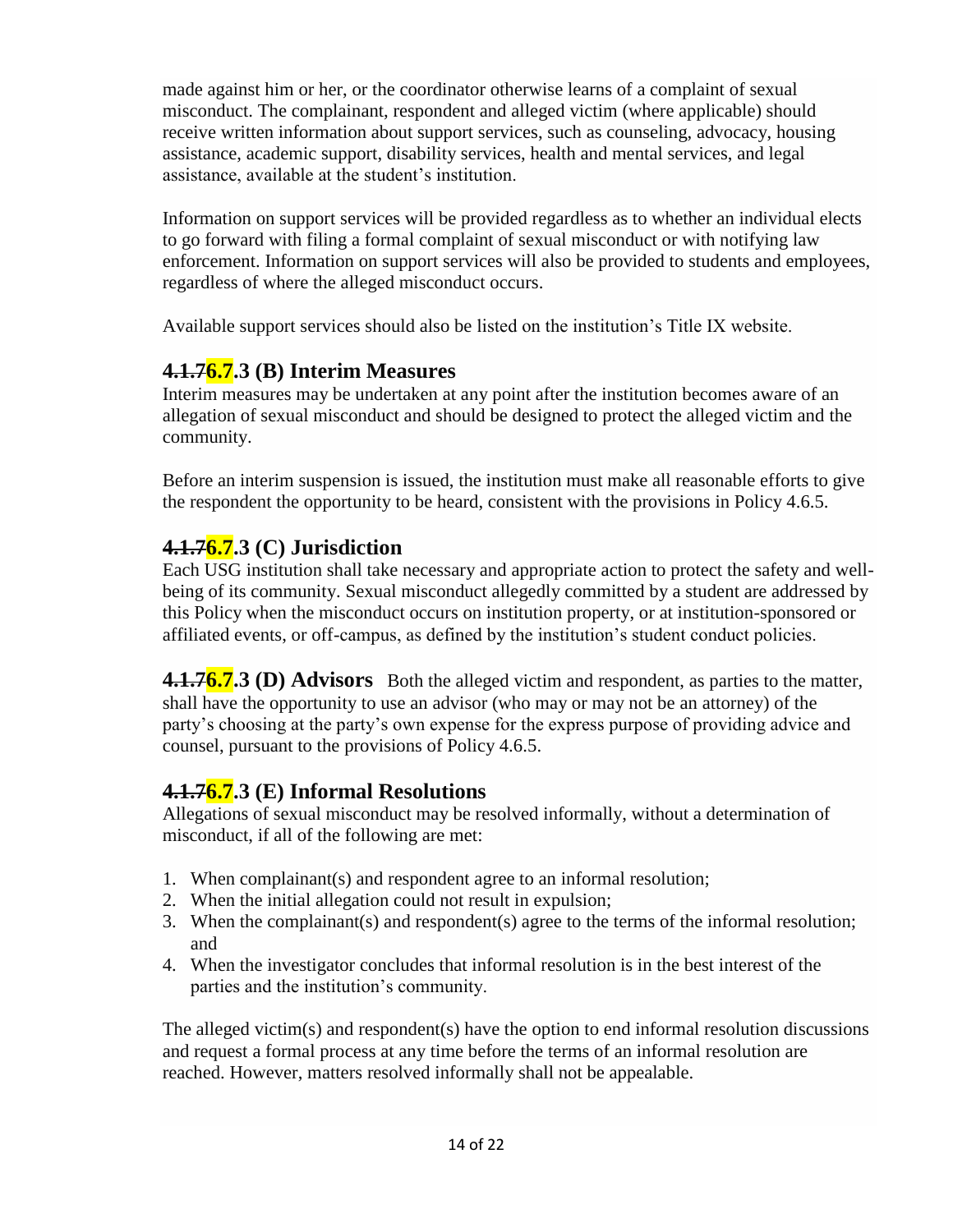made against him or her, or the coordinator otherwise learns of a complaint of sexual misconduct. The complainant, respondent and alleged victim (where applicable) should receive written information about support services, such as counseling, advocacy, housing assistance, academic support, disability services, health and mental services, and legal assistance, available at the student's institution.

Information on support services will be provided regardless as to whether an individual elects to go forward with filing a formal complaint of sexual misconduct or with notifying law enforcement. Information on support services will also be provided to students and employees, regardless of where the alleged misconduct occurs.

Available support services should also be listed on the institution's Title IX website.

## ~~4.1.7~~6.7.3 (B) Interim Measures

Interim measures may be undertaken at any point after the institution becomes aware of an allegation of sexual misconduct and should be designed to protect the alleged victim and the community.

Before an interim suspension is issued, the institution must make all reasonable efforts to give the respondent the opportunity to be heard, consistent with the provisions in Policy 4.6.5.

## ~~4.1.7~~6.7.3 (C) Jurisdiction

Each USG institution shall take necessary and appropriate action to protect the safety and well-being of its community. Sexual misconduct allegedly committed by a student are addressed by this Policy when the misconduct occurs on institution property, or at institution-sponsored or affiliated events, or off-campus, as defined by the institution's student conduct policies.

**~~4.1.7~~6.7.3 (D) Advisors** Both the alleged victim and respondent, as parties to the matter, shall have the opportunity to use an advisor (who may or may not be an attorney) of the party's choosing at the party's own expense for the express purpose of providing advice and counsel, pursuant to the provisions of Policy 4.6.5.

## ~~4.1.7~~6.7.3 (E) Informal Resolutions

Allegations of sexual misconduct may be resolved informally, without a determination of misconduct, if all of the following are met:

1. When complainant(s) and respondent agree to an informal resolution;
2. When the initial allegation could not result in expulsion;
3. When the complainant(s) and respondent(s) agree to the terms of the informal resolution; and
4. When the investigator concludes that informal resolution is in the best interest of the parties and the institution's community.

The alleged victim(s) and respondent(s) have the option to end informal resolution discussions and request a formal process at any time before the terms of an informal resolution are reached. However, matters resolved informally shall not be appealable.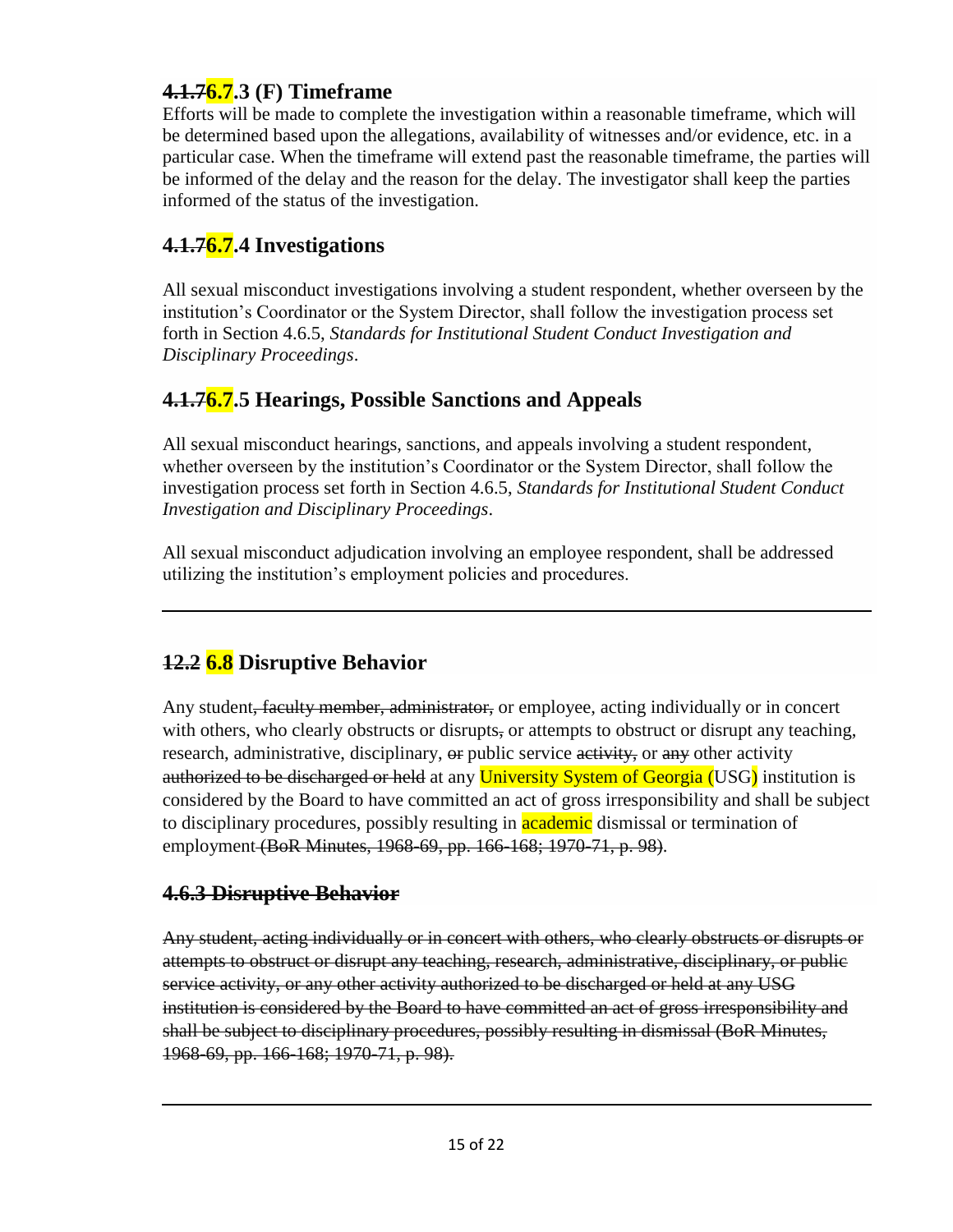### ~~4.1.7~~6.7.3 (F) Timeframe

Efforts will be made to complete the investigation within a reasonable timeframe, which will be determined based upon the allegations, availability of witnesses and/or evidence, etc. in a particular case. When the timeframe will extend past the reasonable timeframe, the parties will be informed of the delay and the reason for the delay. The investigator shall keep the parties informed of the status of the investigation.

### ~~4.1.7~~6.7.4 Investigations

All sexual misconduct investigations involving a student respondent, whether overseen by the institution's Coordinator or the System Director, shall follow the investigation process set forth in Section 4.6.5, *Standards for Institutional Student Conduct Investigation and Disciplinary Proceedings*.

### ~~4.1.7~~6.7.5 Hearings, Possible Sanctions and Appeals

All sexual misconduct hearings, sanctions, and appeals involving a student respondent, whether overseen by the institution's Coordinator or the System Director, shall follow the investigation process set forth in Section 4.6.5, *Standards for Institutional Student Conduct Investigation and Disciplinary Proceedings*.

All sexual misconduct adjudication involving an employee respondent, shall be addressed utilizing the institution's employment policies and procedures.

---

### ~~12.2~~ 6.8 Disruptive Behavior

Any student~~, faculty member, administrator,~~ or employee, acting individually or in concert with others, who clearly obstructs or disrupts~~,~~ or attempts to obstruct or disrupt any teaching, research, administrative, disciplinary, ~~or~~ public service ~~activity,~~ or ~~any~~ other activity ~~authorized to be discharged or held~~ at any University System of Georgia (USG) institution is considered by the Board to have committed an act of gross irresponsibility and shall be subject to disciplinary procedures, possibly resulting in academic dismissal or termination of employment~~ (BoR Minutes, 1968-69, pp. 166-168; 1970-71, p. 98)~~.

### ~~4.6.3 Disruptive Behavior~~

~~Any student, acting individually or in concert with others, who clearly obstructs or disrupts or attempts to obstruct or disrupt any teaching, research, administrative, disciplinary, or public service activity, or any other activity authorized to be discharged or held at any USG institution is considered by the Board to have committed an act of gross irresponsibility and shall be subject to disciplinary procedures, possibly resulting in dismissal (BoR Minutes, 1968-69, pp. 166-168; 1970-71, p. 98).~~

---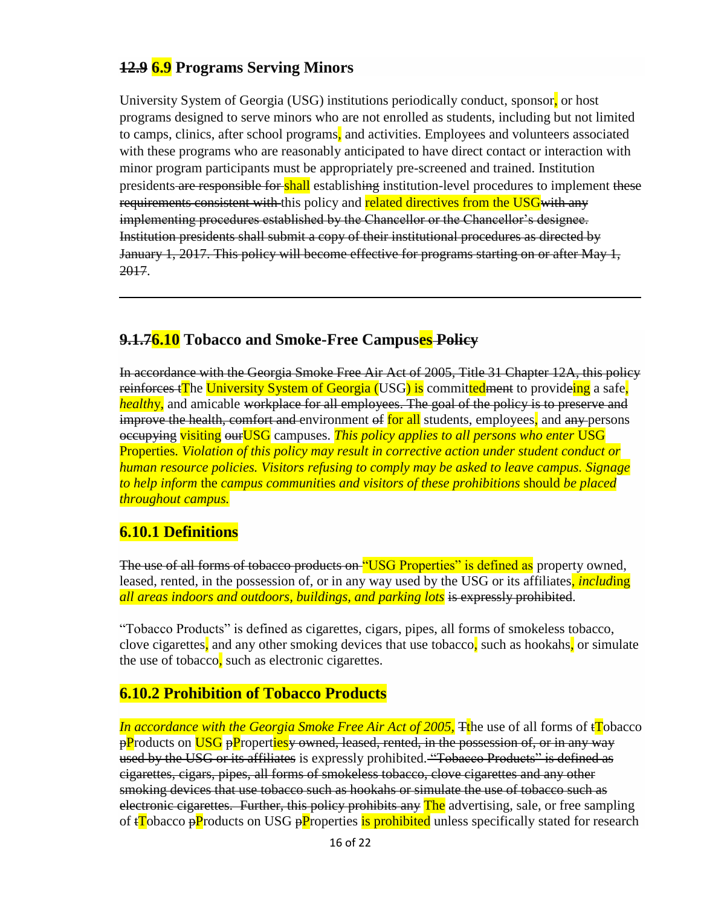## ~~12.9~~ 6.9 Programs Serving Minors

University System of Georgia (USG) institutions periodically conduct, sponsor, or host programs designed to serve minors who are not enrolled as students, including but not limited to camps, clinics, after school programs, and activities. Employees and volunteers associated with these programs who are reasonably anticipated to have direct contact or interaction with minor program participants must be appropriately pre-screened and trained. Institution presidents ~~are responsible for~~ shall establish~~ing~~ institution-level procedures to implement ~~these requirements consistent with~~ this policy and related directives from the USG~~with any implementing procedures established by the Chancellor or the Chancellor's designee. Institution presidents shall submit a copy of their institutional procedures as directed by January 1, 2017. This policy will become effective for programs starting on or after May 1, 2017~~.

---

## ~~9.1.7~~6.10 Tobacco and Smoke-Free Campuses ~~Policy~~

~~In accordance with the Georgia Smoke Free Air Act of 2005, Title 31 Chapter 12A, this policy reinforces t~~The University System of Georgia (USG) is committed~~ment~~ to provid~~e~~ing a safe, *healthy*, and amicable ~~workplace for all employees. The goal of the policy is to preserve and improve the health, comfort and~~ environment ~~of~~ for all students, employees, and ~~any~~ persons ~~occupying~~ visiting ~~our~~USG campuses. *This policy applies to all persons who enter* USG Properties. *Violation of this policy may result in corrective action under student conduct or human resource policies. Visitors refusing to comply may be asked to leave campus. Signage to help inform* the *campus communities and visitors of these prohibitions* should *be placed throughout campus.*

## 6.10.1 Definitions

~~The use of all forms of tobacco products on~~ "USG Properties" is defined as property owned, leased, rented, in the possession of, or in any way used by the USG or its affiliates, *including all areas indoors and outdoors, buildings, and parking lots* ~~is expressly prohibited~~.

"Tobacco Products" is defined as cigarettes, cigars, pipes, all forms of smokeless tobacco, clove cigarettes, and any other smoking devices that use tobacco, such as hookahs, or simulate the use of tobacco, such as electronic cigarettes.

## 6.10.2 Prohibition of Tobacco Products

*In accordance with the Georgia Smoke Free Air Act of 2005,* ~~T~~the use of all forms of ~~t~~Tobacco ~~p~~Products on USG ~~p~~Properties~~y owned, leased, rented, in the possession of, or in any way used by the USG or its affiliates~~ is expressly prohibited. ~~"Tobacco Products" is defined as cigarettes, cigars, pipes, all forms of smokeless tobacco, clove cigarettes and any other smoking devices that use tobacco such as hookahs or simulate the use of tobacco such as electronic cigarettes. Further, this policy prohibits any~~ The advertising, sale, or free sampling of ~~t~~Tobacco ~~p~~Products on USG ~~p~~Properties is prohibited unless specifically stated for research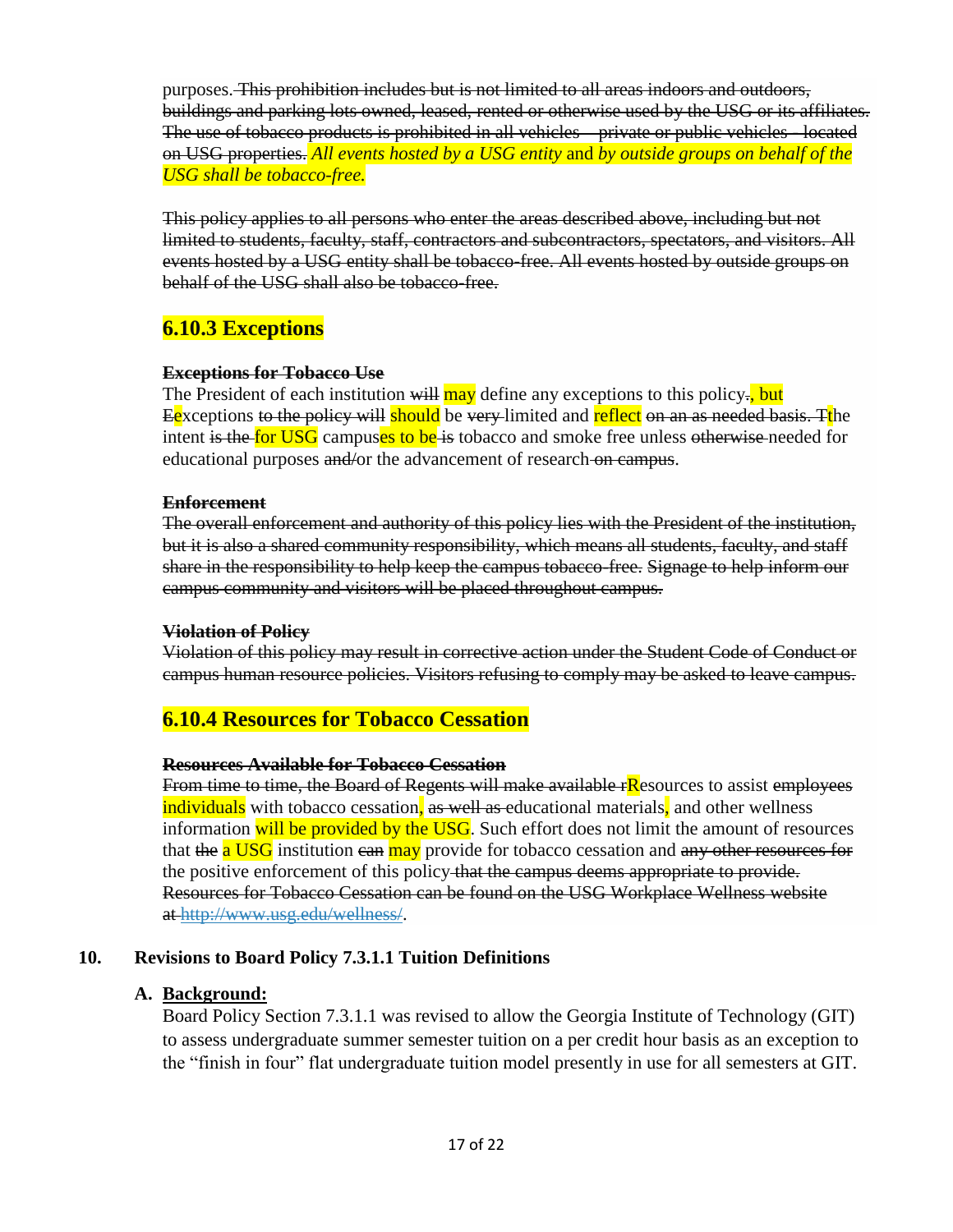purposes. ~~This prohibition includes but is not limited to all areas indoors and outdoors, buildings and parking lots owned, leased, rented or otherwise used by the USG or its affiliates. The use of tobacco products is prohibited in all vehicles – private or public vehicles - located on USG properties.~~ *All events hosted by a USG entity* and *by outside groups on behalf of the USG shall be tobacco-free.*

~~This policy applies to all persons who enter the areas described above, including but not limited to students, faculty, staff, contractors and subcontractors, spectators, and visitors. All events hosted by a USG entity shall be tobacco-free. All events hosted by outside groups on behalf of the USG shall also be tobacco-free.~~

## 6.10.3 Exceptions

~~**Exceptions for Tobacco Use**~~

The President of each institution ~~will~~ may define any exceptions to this policy~~.~~, but ~~E~~exceptions ~~to the policy will~~ should be ~~very~~ limited and reflect ~~on an as needed basis. T~~the intent ~~is the~~ for USG campuses to be ~~is~~ tobacco and smoke free unless ~~otherwise~~ needed for educational purposes ~~and/~~or the advancement of research ~~on campus~~.

~~**Enforcement**~~

~~The overall enforcement and authority of this policy lies with the President of the institution, but it is also a shared community responsibility, which means all students, faculty, and staff share in the responsibility to help keep the campus tobacco-free. Signage to help inform our campus community and visitors will be placed throughout campus.~~

~~**Violation of Policy**~~

~~Violation of this policy may result in corrective action under the Student Code of Conduct or campus human resource policies. Visitors refusing to comply may be asked to leave campus.~~

## 6.10.4 Resources for Tobacco Cessation

~~**Resources Available for Tobacco Cessation**~~

~~From time to time, the Board of Regents will make available r~~Resources to assist ~~employees~~ individuals with tobacco cessation, ~~as well as~~ educational materials, and other wellness information will be provided by the USG. Such effort does not limit the amount of resources that ~~the~~ a USG institution ~~can~~ may provide for tobacco cessation and ~~any other resources for~~ the positive enforcement of this policy ~~that the campus deems appropriate to provide. Resources for Tobacco Cessation can be found on the USG Workplace Wellness website at http://www.usg.edu/wellness/~~.

## 10. Revisions to Board Policy 7.3.1.1 Tuition Definitions

### A. Background:

Board Policy Section 7.3.1.1 was revised to allow the Georgia Institute of Technology (GIT) to assess undergraduate summer semester tuition on a per credit hour basis as an exception to the "finish in four" flat undergraduate tuition model presently in use for all semesters at GIT.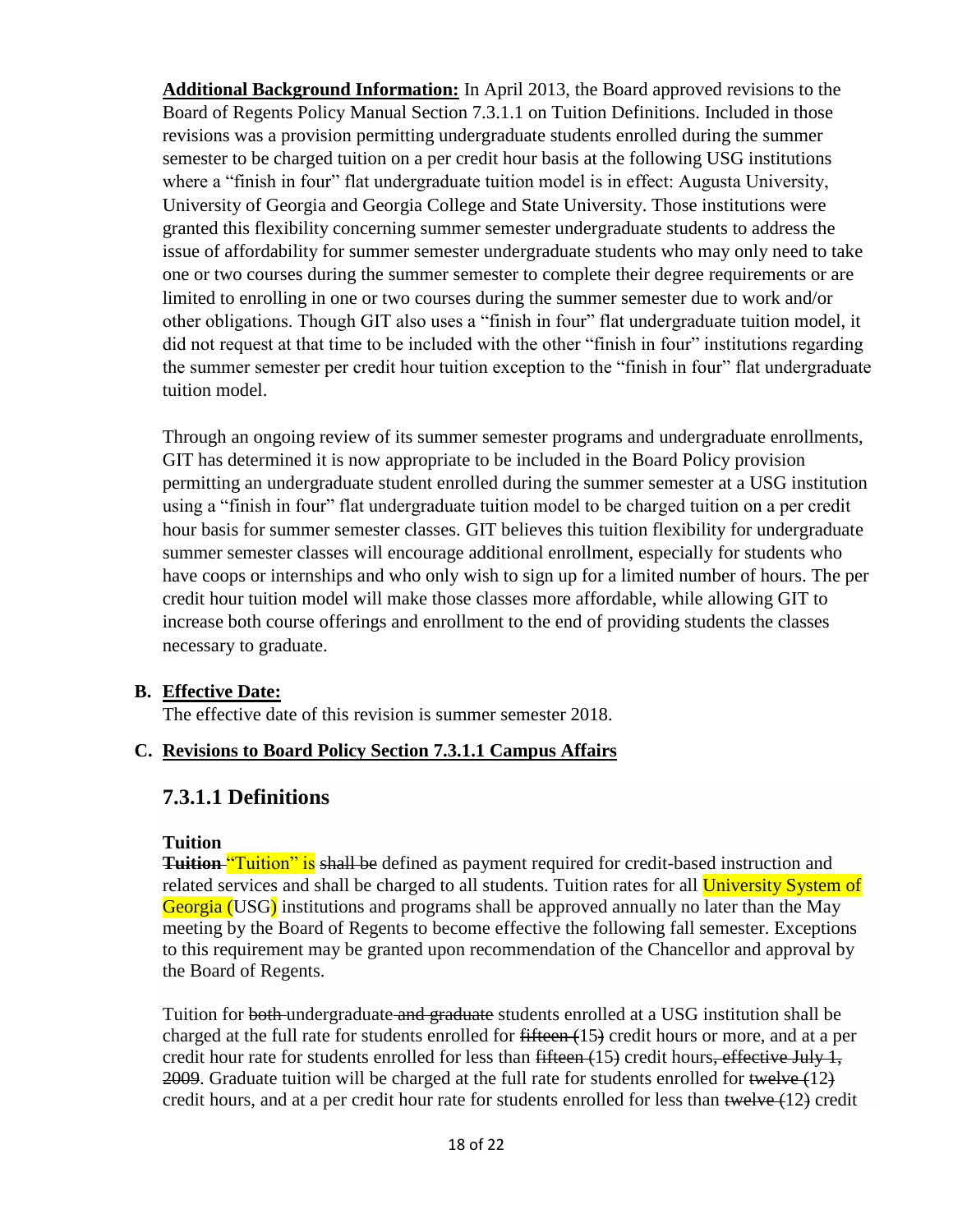**Additional Background Information:** In April 2013, the Board approved revisions to the Board of Regents Policy Manual Section 7.3.1.1 on Tuition Definitions. Included in those revisions was a provision permitting undergraduate students enrolled during the summer semester to be charged tuition on a per credit hour basis at the following USG institutions where a "finish in four" flat undergraduate tuition model is in effect: Augusta University, University of Georgia and Georgia College and State University. Those institutions were granted this flexibility concerning summer semester undergraduate students to address the issue of affordability for summer semester undergraduate students who may only need to take one or two courses during the summer semester to complete their degree requirements or are limited to enrolling in one or two courses during the summer semester due to work and/or other obligations. Though GIT also uses a "finish in four" flat undergraduate tuition model, it did not request at that time to be included with the other "finish in four" institutions regarding the summer semester per credit hour tuition exception to the "finish in four" flat undergraduate tuition model.

Through an ongoing review of its summer semester programs and undergraduate enrollments, GIT has determined it is now appropriate to be included in the Board Policy provision permitting an undergraduate student enrolled during the summer semester at a USG institution using a "finish in four" flat undergraduate tuition model to be charged tuition on a per credit hour basis for summer semester classes. GIT believes this tuition flexibility for undergraduate summer semester classes will encourage additional enrollment, especially for students who have coops or internships and who only wish to sign up for a limited number of hours. The per credit hour tuition model will make those classes more affordable, while allowing GIT to increase both course offerings and enrollment to the end of providing students the classes necessary to graduate.

**B. Effective Date:**

The effective date of this revision is summer semester 2018.

**C. Revisions to Board Policy Section 7.3.1.1 Campus Affairs**

## 7.3.1.1 Definitions

**Tuition**

~~**Tuition**~~ "Tuition" is ~~shall be~~ defined as payment required for credit-based instruction and related services and shall be charged to all students. Tuition rates for all University System of Georgia (USG) institutions and programs shall be approved annually no later than the May meeting by the Board of Regents to become effective the following fall semester. Exceptions to this requirement may be granted upon recommendation of the Chancellor and approval by the Board of Regents.

Tuition for ~~both~~ undergraduate ~~and graduate~~ students enrolled at a USG institution shall be charged at the full rate for students enrolled for ~~fifteen~~ (15~~)~~ credit hours or more, and at a per credit hour rate for students enrolled for less than ~~fifteen~~ (15~~)~~ credit hours~~, effective July 1, 2009~~. Graduate tuition will be charged at the full rate for students enrolled for ~~twelve~~ (12~~)~~ credit hours, and at a per credit hour rate for students enrolled for less than ~~twelve~~ (12~~)~~ credit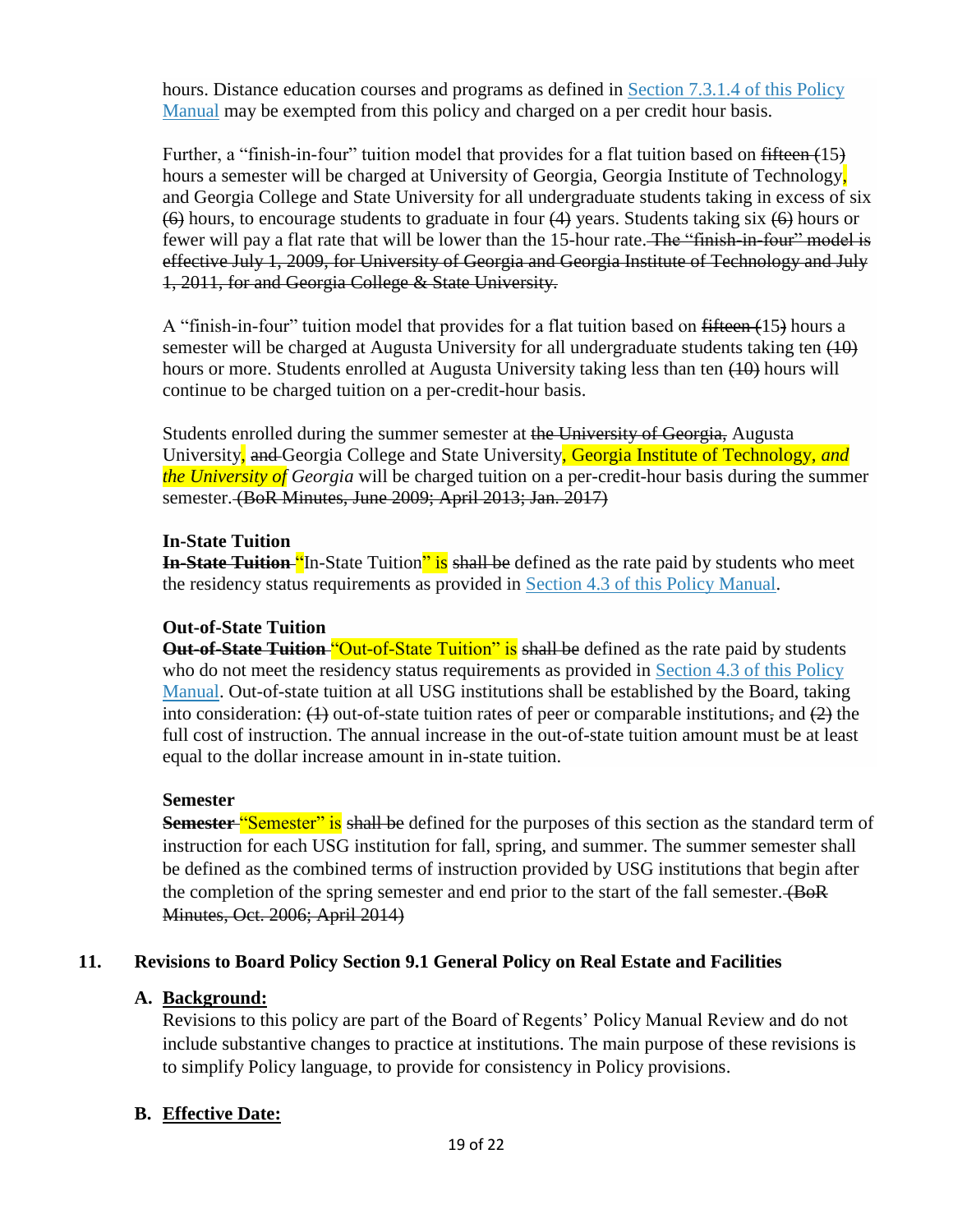hours. Distance education courses and programs as defined in Section 7.3.1.4 of this Policy Manual may be exempted from this policy and charged on a per credit hour basis.

Further, a "finish-in-four" tuition model that provides for a flat tuition based on ~~fifteen (~~15~~)~~ hours a semester will be charged at University of Georgia, Georgia Institute of Technology, and Georgia College and State University for all undergraduate students taking in excess of six ~~(6)~~ hours, to encourage students to graduate in four ~~(4)~~ years. Students taking six ~~(6)~~ hours or fewer will pay a flat rate that will be lower than the 15-hour rate. ~~The "finish-in-four" model is effective July 1, 2009, for University of Georgia and Georgia Institute of Technology and July 1, 2011, for and Georgia College & State University.~~

A "finish-in-four" tuition model that provides for a flat tuition based on ~~fifteen (~~15~~)~~ hours a semester will be charged at Augusta University for all undergraduate students taking ten ~~(10)~~ hours or more. Students enrolled at Augusta University taking less than ten ~~(10)~~ hours will continue to be charged tuition on a per-credit-hour basis.

Students enrolled during the summer semester at ~~the University of Georgia,~~ Augusta University, ~~and~~ Georgia College and State University, Georgia Institute of Technology, *and the University of Georgia* will be charged tuition on a per-credit-hour basis during the summer semester. ~~(BoR Minutes, June 2009; April 2013; Jan. 2017)~~

**In-State Tuition**

~~**In-State Tuition**~~ "In-State Tuition" is ~~shall be~~ defined as the rate paid by students who meet the residency status requirements as provided in Section 4.3 of this Policy Manual.

**Out-of-State Tuition**

~~**Out-of-State Tuition**~~ "Out-of-State Tuition" is ~~shall be~~ defined as the rate paid by students who do not meet the residency status requirements as provided in Section 4.3 of this Policy Manual. Out-of-state tuition at all USG institutions shall be established by the Board, taking into consideration: ~~(1)~~ out-of-state tuition rates of peer or comparable institutions~~,~~ and ~~(2)~~ the full cost of instruction. The annual increase in the out-of-state tuition amount must be at least equal to the dollar increase amount in in-state tuition.

**Semester**

~~**Semester**~~ "Semester" is ~~shall be~~ defined for the purposes of this section as the standard term of instruction for each USG institution for fall, spring, and summer. The summer semester shall be defined as the combined terms of instruction provided by USG institutions that begin after the completion of the spring semester and end prior to the start of the fall semester. ~~(BoR Minutes, Oct. 2006; April 2014)~~

## 11. Revisions to Board Policy Section 9.1 General Policy on Real Estate and Facilities

**A. <u>Background:</u>**

Revisions to this policy are part of the Board of Regents' Policy Manual Review and do not include substantive changes to practice at institutions. The main purpose of these revisions is to simplify Policy language, to provide for consistency in Policy provisions.

**B. <u>Effective Date:</u>**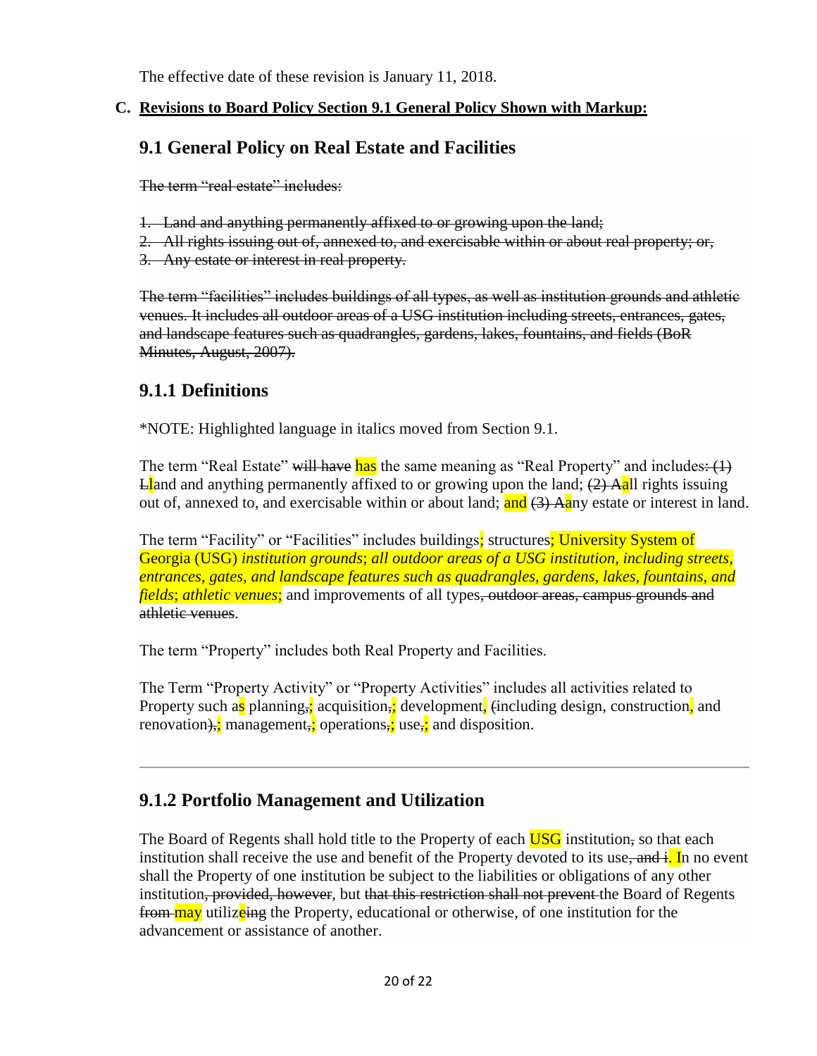The effective date of these revision is January 11, 2018.

**C. Revisions to Board Policy Section 9.1 General Policy Shown with Markup:**

## 9.1 General Policy on Real Estate and Facilities

~~The term "real estate" includes:~~

~~1. Land and anything permanently affixed to or growing upon the land;~~
~~2. All rights issuing out of, annexed to, and exercisable within or about real property; or,~~
~~3. Any estate or interest in real property.~~

~~The term "facilities" includes buildings of all types, as well as institution grounds and athletic venues. It includes all outdoor areas of a USG institution including streets, entrances, gates, and landscape features such as quadrangles, gardens, lakes, fountains, and fields (BoR Minutes, August, 2007).~~

## 9.1.1 Definitions

*NOTE: Highlighted language in italics moved from Section 9.1.

The term "Real Estate" ~~will have~~ has the same meaning as "Real Property" and includes~~: (1) L~~land and anything permanently affixed to or growing upon the land; ~~(2) A~~all rights issuing out of, annexed to, and exercisable within or about land; and ~~(3) A~~any estate or interest in land.

The term "Facility" or "Facilities" includes buildings; structures; University System of Georgia (USG) *institution grounds*; *all outdoor areas of a USG institution, including streets, entrances, gates, and landscape features such as quadrangles, gardens, lakes, fountains, and fields*; *athletic venues*; and improvements of all types~~, outdoor areas, campus grounds and athletic venues~~.

The term "Property" includes both Real Property and Facilities.

The Term "Property Activity" or "Property Activities" includes all activities related to Property such as planning~~,~~; acquisition~~,~~; development, ~~(~~including design, construction, and renovation~~),~~; management~~,~~; operations~~,~~; use~~,~~; and disposition.

---

## 9.1.2 Portfolio Management and Utilization

The Board of Regents shall hold title to the Property of each USG institution~~,~~ so that each institution shall receive the use and benefit of the Property devoted to its use~~, and i~~. In no event shall the Property of one institution be subject to the liabilities or obligations of any other institution~~, provided, however~~, but ~~that this restriction shall not prevent~~ the Board of Regents ~~from~~ may utiliz~~ing~~e the Property, educational or otherwise, of one institution for the advancement or assistance of another.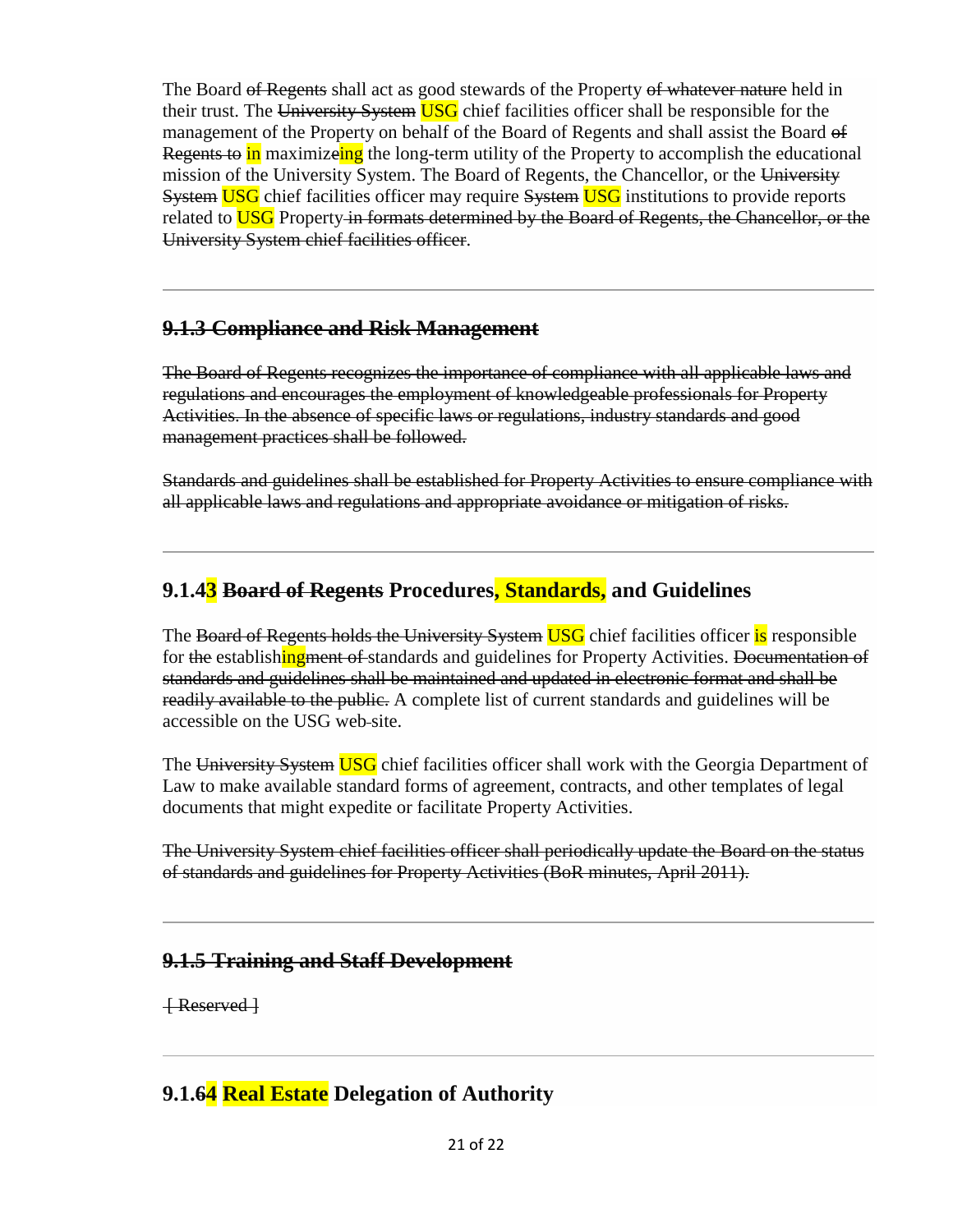The Board ~~of Regents~~ shall act as good stewards of the Property ~~of whatever nature~~ held in their trust. The ~~University System~~ USG chief facilities officer shall be responsible for the management of the Property on behalf of the Board of Regents and shall assist the Board ~~of Regents to~~ in maximize~~ing~~ the long-term utility of the Property to accomplish the educational mission of the University System. The Board of Regents, the Chancellor, or the ~~University System~~ USG chief facilities officer may require ~~System~~ USG institutions to provide reports related to USG Property ~~in formats determined by the Board of Regents, the Chancellor, or the University System chief facilities officer~~.

---

## ~~9.1.3 Compliance and Risk Management~~

~~The Board of Regents recognizes the importance of compliance with all applicable laws and regulations and encourages the employment of knowledgeable professionals for Property Activities. In the absence of specific laws or regulations, industry standards and good management practices shall be followed.~~

~~Standards and guidelines shall be established for Property Activities to ensure compliance with all applicable laws and regulations and appropriate avoidance or mitigation of risks.~~

---

## 9.1.~~4~~3 ~~Board of Regents~~ Procedures, Standards, and Guidelines

The ~~Board of Regents holds the University System~~ USG chief facilities officer is responsible for ~~the~~ establishing~~ment of~~ standards and guidelines for Property Activities. ~~Documentation of standards and guidelines shall be maintained and updated in electronic format and shall be readily available to the public.~~ A complete list of current standards and guidelines will be accessible on the USG website.

The ~~University System~~ USG chief facilities officer shall work with the Georgia Department of Law to make available standard forms of agreement, contracts, and other templates of legal documents that might expedite or facilitate Property Activities.

~~The University System chief facilities officer shall periodically update the Board on the status of standards and guidelines for Property Activities (BoR minutes, April 2011).~~

---

## ~~9.1.5 Training and Staff Development~~

~~[ Reserved ]~~

---

## 9.1.~~6~~4 Real Estate Delegation of Authority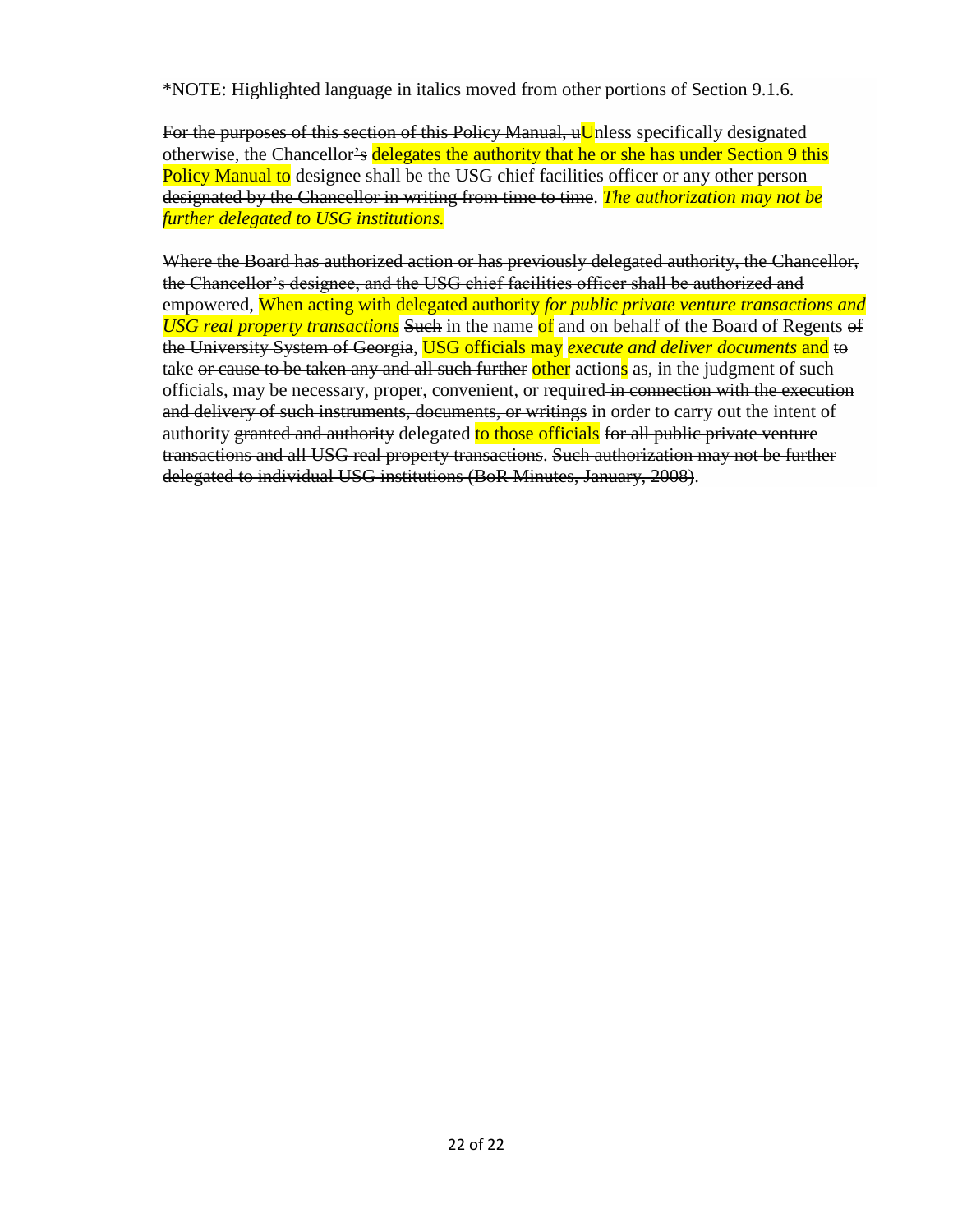*NOTE: Highlighted language in italics moved from other portions of Section 9.1.6.

~~For the purposes of this section of this Policy Manual, u~~Unless specifically designated otherwise, the Chancellor~~'s~~ delegates the authority that he or she has under Section 9 this Policy Manual to ~~designee shall be~~ the USG chief facilities officer ~~or any other person designated by the Chancellor in writing from time to time~~. *The authorization may not be further delegated to USG institutions.*

~~Where the Board has authorized action or has previously delegated authority, the Chancellor, the Chancellor's designee, and the USG chief facilities officer shall be authorized and empowered,~~ When acting with delegated authority *for public private venture transactions and USG real property transactions* ~~Such~~ in the name of and on behalf of the Board of Regents ~~of the University System of Georgia~~, USG officials may *execute and deliver documents* and ~~to~~ take ~~or cause to be taken any and all such further~~ other actions as, in the judgment of such officials, may be necessary, proper, convenient, or required ~~in connection with the execution and delivery of such instruments, documents, or writings~~ in order to carry out the intent of authority ~~granted and authority~~ delegated to those officials ~~for all public private venture transactions and all USG real property transactions~~. ~~Such authorization may not be further delegated to individual USG institutions (BoR Minutes, January, 2008)~~.